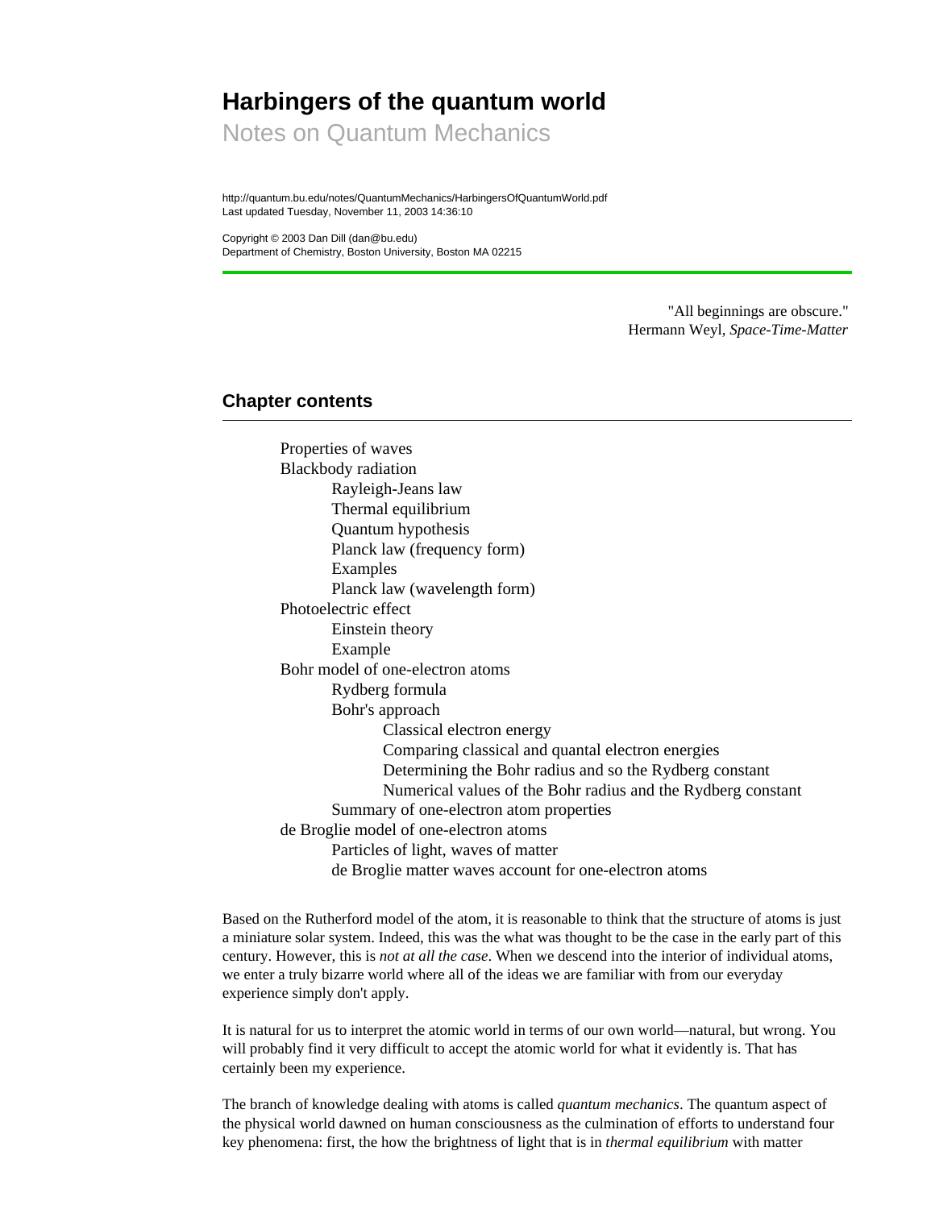# Harbingers of the quantum world

Notes on Quantum Mechanics

http://quantum.bu.edu/notes/QuantumMechanics/HarbingersOfQuantumWorld.pdf
Last updated Tuesday, November 11, 2003 14:36:10

Copyright © 2003 Dan Dill (dan@bu.edu)
Department of Chemistry, Boston University, Boston MA 02215

---

"All beginnings are obscure."
Hermann Weyl, *Space-Time-Matter*

## Chapter contents

- Properties of waves
- Blackbody radiation
  - Rayleigh-Jeans law
  - Thermal equilibrium
  - Quantum hypothesis
  - Planck law (frequency form)
  - Examples
  - Planck law (wavelength form)
- Photoelectric effect
  - Einstein theory
  - Example
- Bohr model of one-electron atoms
  - Rydberg formula
  - Bohr's approach
    - Classical electron energy
    - Comparing classical and quantal electron energies
    - Determining the Bohr radius and so the Rydberg constant
    - Numerical values of the Bohr radius and the Rydberg constant
  - Summary of one-electron atom properties
- de Broglie model of one-electron atoms
  - Particles of light, waves of matter
  - de Broglie matter waves account for one-electron atoms

Based on the Rutherford model of the atom, it is reasonable to think that the structure of atoms is just a miniature solar system. Indeed, this was the what was thought to be the case in the early part of this century. However, this is *not at all the case*. When we descend into the interior of individual atoms, we enter a truly bizarre world where all of the ideas we are familiar with from our everyday experience simply don't apply.

It is natural for us to interpret the atomic world in terms of our own world—natural, but wrong. You will probably find it very difficult to accept the atomic world for what it evidently is. That has certainly been my experience.

The branch of knowledge dealing with atoms is called *quantum mechanics*. The quantum aspect of the physical world dawned on human consciousness as the culmination of efforts to understand four key phenomena: first, the how the brightness of light that is in *thermal equilibrium* with matter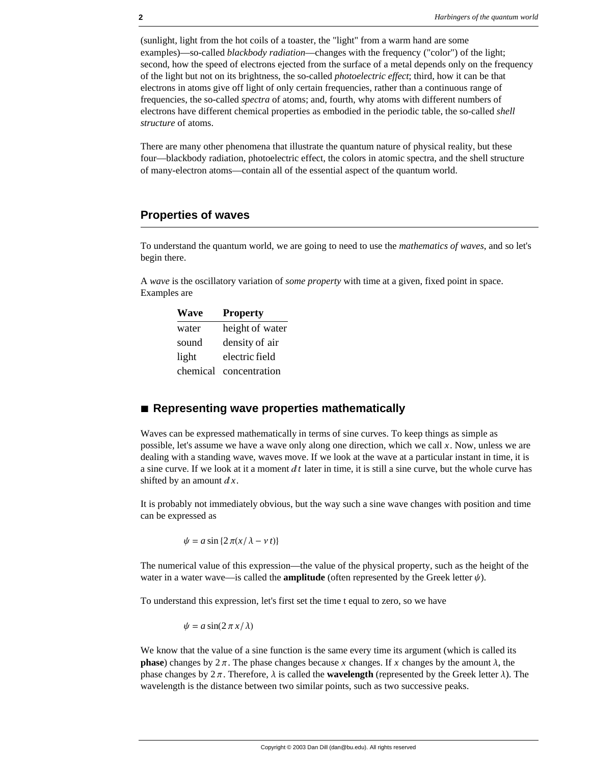(sunlight, light from the hot coils of a toaster, the "light" from a warm hand are some examples)—so-called *blackbody radiation*—changes with the frequency ("color") of the light; second, how the speed of electrons ejected from the surface of a metal depends only on the frequency of the light but not on its brightness, the so-called *photoelectric effect*; third, how it can be that electrons in atoms give off light of only certain frequencies, rather than a continuous range of frequencies, the so-called *spectra* of atoms; and, fourth, why atoms with different numbers of electrons have different chemical properties as embodied in the periodic table, the so-called *shell structure* of atoms.

There are many other phenomena that illustrate the quantum nature of physical reality, but these four—blackbody radiation, photoelectric effect, the colors in atomic spectra, and the shell structure of many-electron atoms—contain all of the essential aspect of the quantum world.

## Properties of waves

To understand the quantum world, we are going to need to use the *mathematics of waves*, and so let's begin there.

A *wave* is the oscillatory variation of *some property* with time at a given, fixed point in space. Examples are

| Wave | Property |
| --- | --- |
| water | height of water |
| sound | density of air |
| light | electric field |
| chemical | concentration |

### ■ Representing wave properties mathematically

Waves can be expressed mathematically in terms of sine curves. To keep things as simple as possible, let's assume we have a wave only along one direction, which we call $x$. Now, unless we are dealing with a standing wave, waves move. If we look at the wave at a particular instant in time, it is a sine curve. If we look at it a moment $dt$ later in time, it is still a sine curve, but the whole curve has shifted by an amount $dx$.

It is probably not immediately obvious, but the way such a sine wave changes with position and time can be expressed as

$$\psi = a \sin\{2\pi(x/\lambda - \nu t)\}$$

The numerical value of this expression—the value of the physical property, such as the height of the water in a water wave—is called the **amplitude** (often represented by the Greek letter $\psi$).

To understand this expression, let's first set the time t equal to zero, so we have

$$\psi = a \sin(2\pi x/\lambda)$$

We know that the value of a sine function is the same every time its argument (which is called its **phase**) changes by $2\pi$. The phase changes because $x$ changes. If $x$ changes by the amount $\lambda$, the phase changes by $2\pi$. Therefore, $\lambda$ is called the **wavelength** (represented by the Greek letter $\lambda$). The wavelength is the distance between two similar points, such as two successive peaks.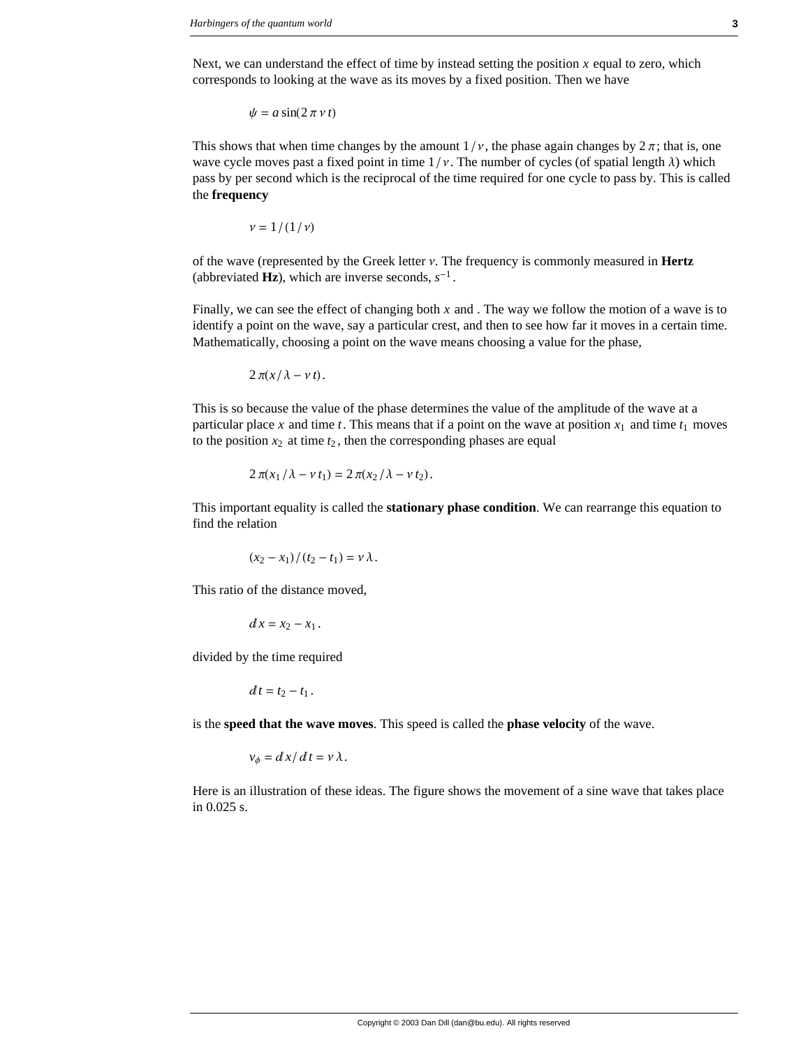Next, we can understand the effect of time by instead setting the position $x$ equal to zero, which corresponds to looking at the wave as its moves by a fixed position. Then we have

$$\psi = a \sin(2\pi \nu t)$$

This shows that when time changes by the amount $1/\nu$, the phase again changes by $2\pi$; that is, one wave cycle moves past a fixed point in time $1/\nu$. The number of cycles (of spatial length $\lambda$) which pass by per second which is the reciprocal of the time required for one cycle to pass by. This is called the **frequency**

$$\nu = 1/(1/\nu)$$

of the wave (represented by the Greek letter $\nu$. The frequency is commonly measured in **Hertz** (abbreviated **Hz**), which are inverse seconds, $s^{-1}$.

Finally, we can see the effect of changing both $x$ and . The way we follow the motion of a wave is to identify a point on the wave, say a particular crest, and then to see how far it moves in a certain time. Mathematically, choosing a point on the wave means choosing a value for the phase,

$$2\pi(x/\lambda - \nu t).$$

This is so because the value of the phase determines the value of the amplitude of the wave at a particular place $x$ and time $t$. This means that if a point on the wave at position $x_1$ and time $t_1$ moves to the position $x_2$ at time $t_2$, then the corresponding phases are equal

$$2\pi(x_1/\lambda - \nu t_1) = 2\pi(x_2/\lambda - \nu t_2).$$

This important equality is called the **stationary phase condition**. We can rearrange this equation to find the relation

$$(x_2 - x_1)/(t_2 - t_1) = \nu\lambda.$$

This ratio of the distance moved,

$$dx = x_2 - x_1.$$

divided by the time required

$$dt = t_2 - t_1.$$

is the **speed that the wave moves**. This speed is called the **phase velocity** of the wave.

$$v_\phi = dx/dt = \nu\lambda.$$

Here is an illustration of these ideas. The figure shows the movement of a sine wave that takes place in 0.025 s.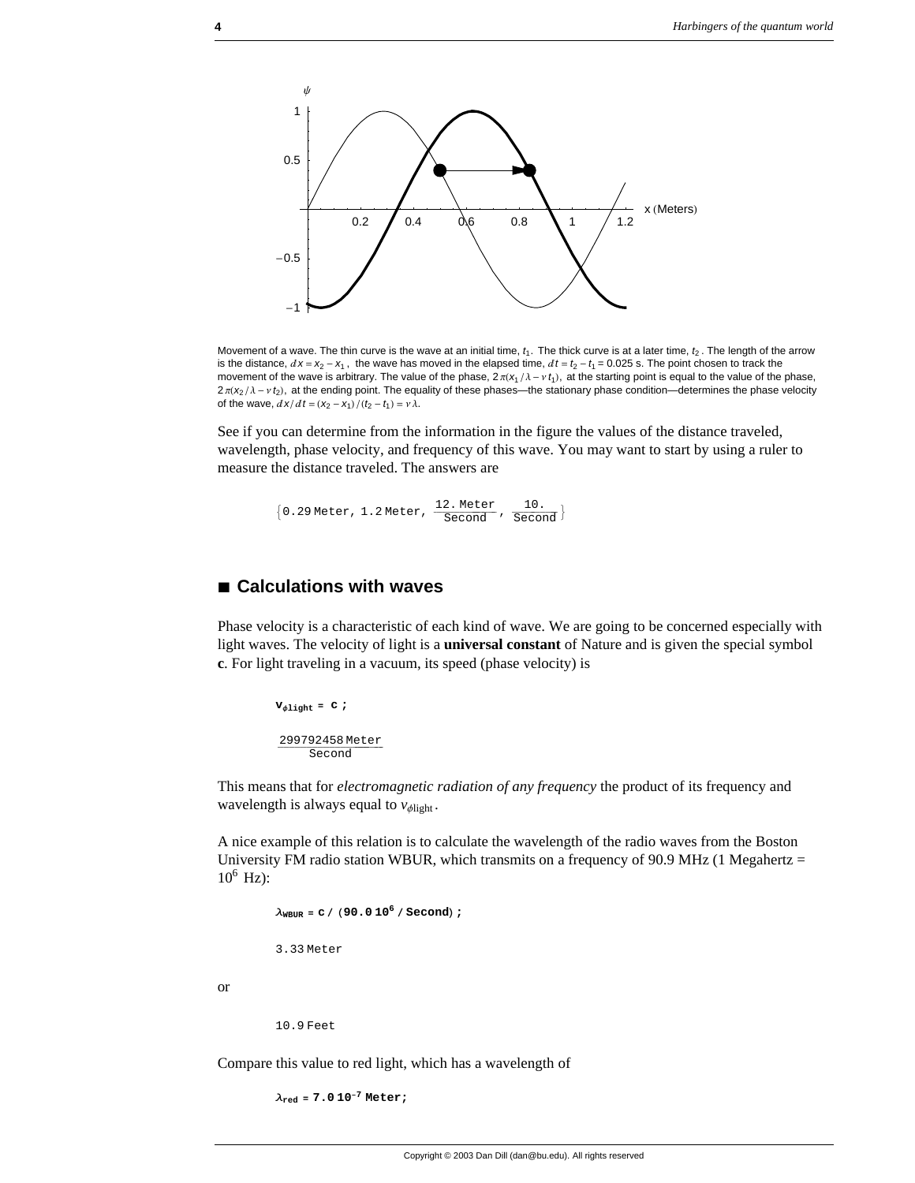Movement of a wave. The thin curve is the wave at an initial time, $t_1$. The thick curve is at a later time, $t_2$. The length of the arrow is the distance, $dx = x_2 - x_1$, the wave has moved in the elapsed time, $dt = t_2 - t_1 = 0.025$ s. The point chosen to track the movement of the wave is arbitrary. The value of the phase, $2\pi(x_1/\lambda - \nu t_1)$, at the starting point is equal to the value of the phase, $2\pi(x_2/\lambda - \nu t_2)$, at the ending point. The equality of these phases—the stationary phase condition—determines the phase velocity of the wave, $dx/dt = (x_2 - x_1)/(t_2 - t_1) = \nu\lambda$.

See if you can determine from the information in the figure the values of the distance traveled, wavelength, phase velocity, and frequency of this wave. You may want to start by using a ruler to measure the distance traveled. The answers are

$$\left\{0.29\,\text{Meter},\ 1.2\,\text{Meter},\ \frac{12.\,\text{Meter}}{\text{Second}},\ \frac{10.}{\text{Second}}\right\}$$

## ■ Calculations with waves

Phase velocity is a characteristic of each kind of wave. We are going to be concerned especially with light waves. The velocity of light is a **universal constant** of Nature and is given the special symbol **c**. For light traveling in a vacuum, its speed (phase velocity) is

$$\mathbf{v_{\phi light} = c\,;}$$

$$\frac{299792458\,\text{Meter}}{\text{Second}}$$

This means that for *electromagnetic radiation of any frequency* the product of its frequency and wavelength is always equal to $v_{\phi\text{light}}$.

A nice example of this relation is to calculate the wavelength of the radio waves from the Boston University FM radio station WBUR, which transmits on a frequency of 90.9 MHz (1 Megahertz = $10^6$ Hz):

$$\lambda_{\text{WBUR}} = \mathbf{c\,/\,(90.0\,10^6\,/\,Second)\,;}$$

3.33 Meter

or

10.9 Feet

Compare this value to red light, which has a wavelength of

$$\lambda_{\text{red}} = \mathbf{7.0\,10^{-7}\,Meter;}$$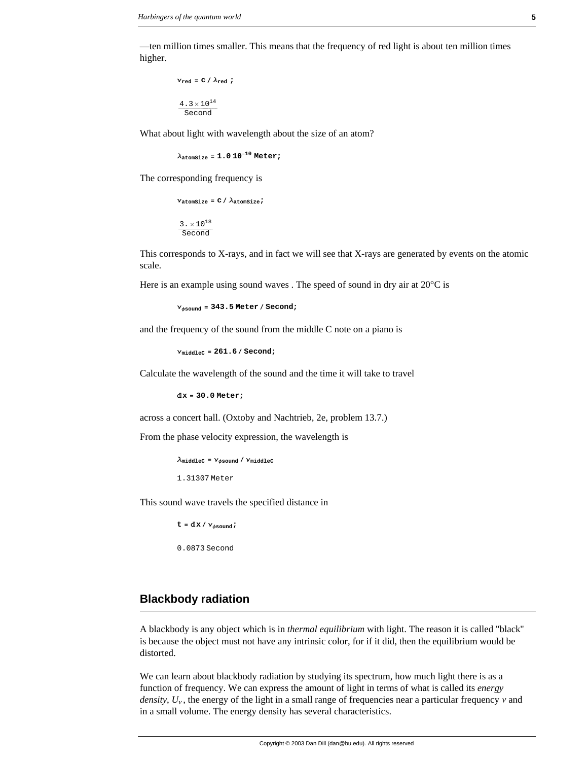—ten million times smaller. This means that the frequency of red light is about ten million times higher.

```
νred = c / λred ;
```

$$\frac{4.3\times 10^{14}}{\text{Second}}$$

What about light with wavelength about the size of an atom?

```
λatomSize = 1.0 10^-10 Meter;
```

The corresponding frequency is

```
νatomSize = c / λatomSize;
```

$$\frac{3.\times 10^{18}}{\text{Second}}$$

This corresponds to X-rays, and in fact we will see that X-rays are generated by events on the atomic scale.

Here is an example using sound waves . The speed of sound in dry air at 20°C is

```
vφsound = 343.5 Meter / Second;
```

and the frequency of the sound from the middle C note on a piano is

```
νmiddleC = 261.6 / Second;
```

Calculate the wavelength of the sound and the time it will take to travel

```
dx = 30.0 Meter;
```

across a concert hall. (Oxtoby and Nachtrieb, 2e, problem 13.7.)

From the phase velocity expression, the wavelength is

```
λmiddleC = vφsound / νmiddleC
```

1.31307 Meter

This sound wave travels the specified distance in

```
t = dx / vφsound;
```

0.0873 Second

## Blackbody radiation

A blackbody is any object which is in *thermal equilibrium* with light. The reason it is called "black" is because the object must not have any intrinsic color, for if it did, then the equilibrium would be distorted.

We can learn about blackbody radiation by studying its spectrum, how much light there is as a function of frequency. We can express the amount of light in terms of what is called its *energy density*, $U_\nu$, the energy of the light in a small range of frequencies near a particular frequency $\nu$ and in a small volume. The energy density has several characteristics.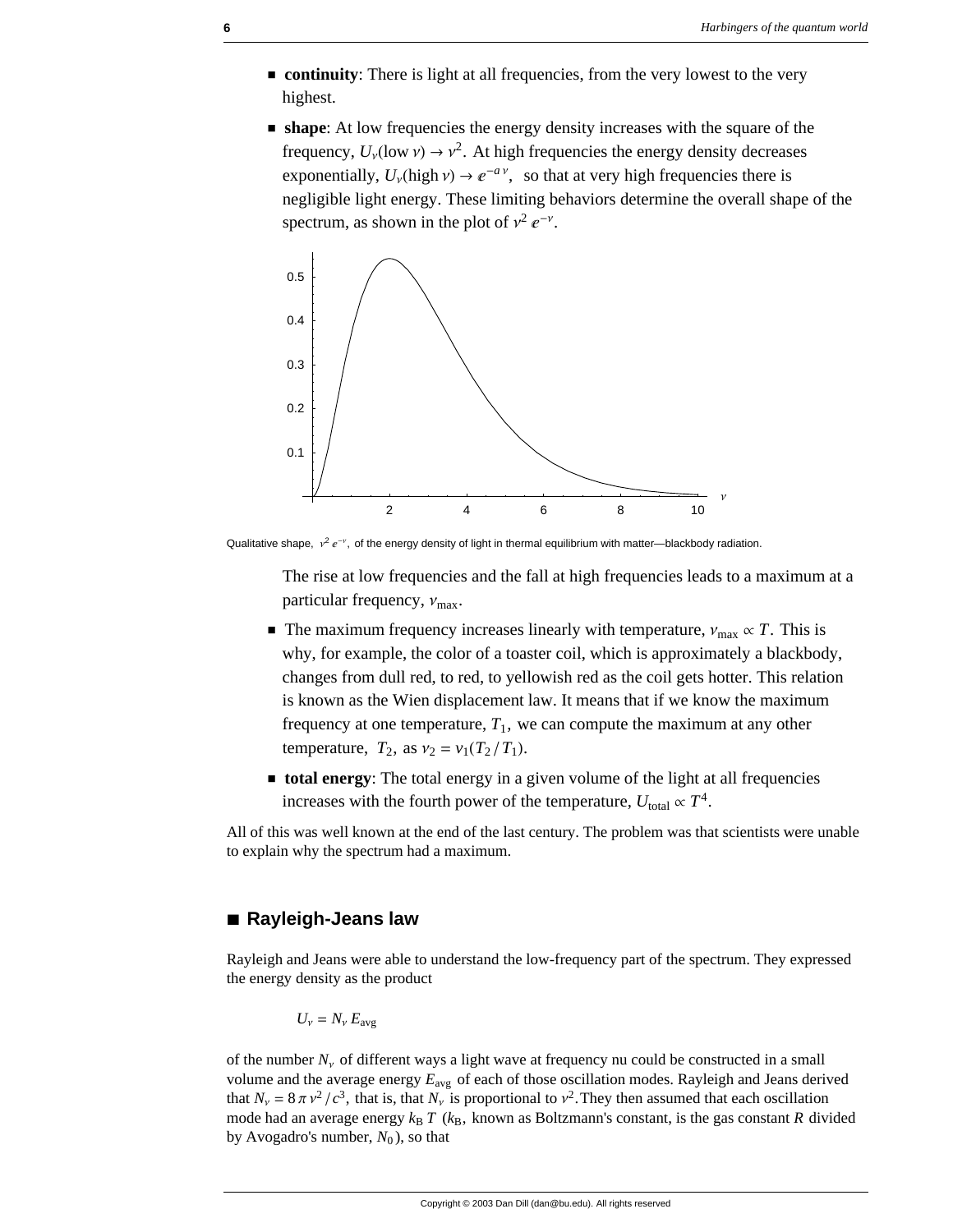- **continuity**: There is light at all frequencies, from the very lowest to the very highest.
- **shape**: At low frequencies the energy density increases with the square of the frequency, $U_\nu(\text{low } \nu) \to \nu^2$. At high frequencies the energy density decreases exponentially, $U_\nu(\text{high } \nu) \to e^{-a\nu}$, so that at very high frequencies there is negligible light energy. These limiting behaviors determine the overall shape of the spectrum, as shown in the plot of $\nu^2 e^{-\nu}$.

Qualitative shape, $\nu^2 e^{-\nu}$, of the energy density of light in thermal equilibrium with matter—blackbody radiation.

The rise at low frequencies and the fall at high frequencies leads to a maximum at a particular frequency, $\nu_{\text{max}}$.

- The maximum frequency increases linearly with temperature, $\nu_{\text{max}} \propto T$. This is why, for example, the color of a toaster coil, which is approximately a blackbody, changes from dull red, to red, to yellowish red as the coil gets hotter. This relation is known as the Wien displacement law. It means that if we know the maximum frequency at one temperature, $T_1$, we can compute the maximum at any other temperature, $T_2$, as $\nu_2 = \nu_1(T_2 / T_1)$.
- **total energy**: The total energy in a given volume of the light at all frequencies increases with the fourth power of the temperature, $U_{\text{total}} \propto T^4$.

All of this was well known at the end of the last century. The problem was that scientists were unable to explain why the spectrum had a maximum.

## ■ Rayleigh-Jeans law

Rayleigh and Jeans were able to understand the low-frequency part of the spectrum. They expressed the energy density as the product

$$U_\nu = N_\nu E_{\text{avg}}$$

of the number $N_\nu$ of different ways a light wave at frequency nu could be constructed in a small volume and the average energy $E_{\text{avg}}$ of each of those oscillation modes. Rayleigh and Jeans derived that $N_\nu = 8\pi\nu^2/c^3$, that is, that $N_\nu$ is proportional to $\nu^2$. They then assumed that each oscillation mode had an average energy $k_B T$ ($k_B$, known as Boltzmann's constant, is the gas constant $R$ divided by Avogadro's number, $N_0$), so that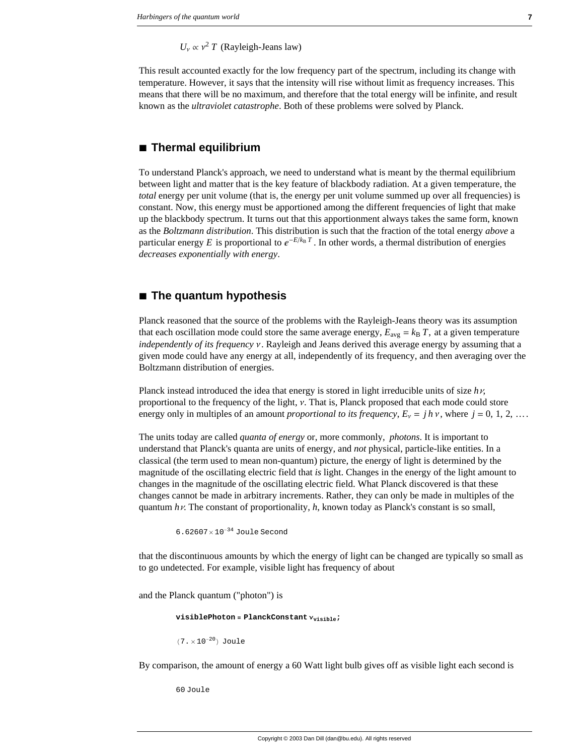$U_\nu \propto \nu^2\, T$ (Rayleigh-Jeans law)

This result accounted exactly for the low frequency part of the spectrum, including its change with temperature. However, it says that the intensity will rise without limit as frequency increases. This means that there will be no maximum, and therefore that the total energy will be infinite, and result known as the *ultraviolet catastrophe*. Both of these problems were solved by Planck.

## ■ Thermal equilibrium

To understand Planck's approach, we need to understand what is meant by the thermal equilibrium between light and matter that is the key feature of blackbody radiation. At a given temperature, the *total* energy per unit volume (that is, the energy per unit volume summed up over all frequencies) is constant. Now, this energy must be apportioned among the different frequencies of light that make up the blackbody spectrum. It turns out that this apportionment always takes the same form, known as the *Boltzmann distribution*. This distribution is such that the fraction of the total energy *above* a particular energy $E$ is proportional to $e^{-E/k_B T}$. In other words, a thermal distribution of energies *decreases exponentially with energy*.

## ■ The quantum hypothesis

Planck reasoned that the source of the problems with the Rayleigh-Jeans theory was its assumption that each oscillation mode could store the same average energy, $E_{\text{avg}} = k_B\, T$, at a given temperature *independently of its frequency* $\nu$. Rayleigh and Jeans derived this average energy by assuming that a given mode could have any energy at all, independently of its frequency, and then averaging over the Boltzmann distribution of energies.

Planck instead introduced the idea that energy is stored in light irreducible units of size $h\nu$, proportional to the frequency of the light, $\nu$. That is, Planck proposed that each mode could store energy only in multiples of an amount *proportional to its frequency*, $E_\nu = j\, h\, \nu$, where $j = 0, 1, 2, \ldots$.

The units today are called *quanta of energy* or, more commonly, *photons*. It is important to understand that Planck's quanta are units of energy, and *not* physical, particle-like entities. In a classical (the term used to mean non-quantum) picture, the energy of light is determined by the magnitude of the oscillating electric field that *is* light. Changes in the energy of the light amount to changes in the magnitude of the oscillating electric field. What Planck discovered is that these changes cannot be made in arbitrary increments. Rather, they can only be made in multiples of the quantum $h\nu$. The constant of proportionality, $h$, known today as Planck's constant is so small,

$$6.62607 \times 10^{-34}\ \text{Joule Second}$$

that the discontinuous amounts by which the energy of light can be changed are typically so small as to go undetected. For example, visible light has frequency of about

and the Planck quantum ("photon") is

```
visiblePhoton = PlanckConstant νvisible;
```

$$(7. \times 10^{-20})\ \text{Joule}$$

By comparison, the amount of energy a 60 Watt light bulb gives off as visible light each second is

$$60\ \text{Joule}$$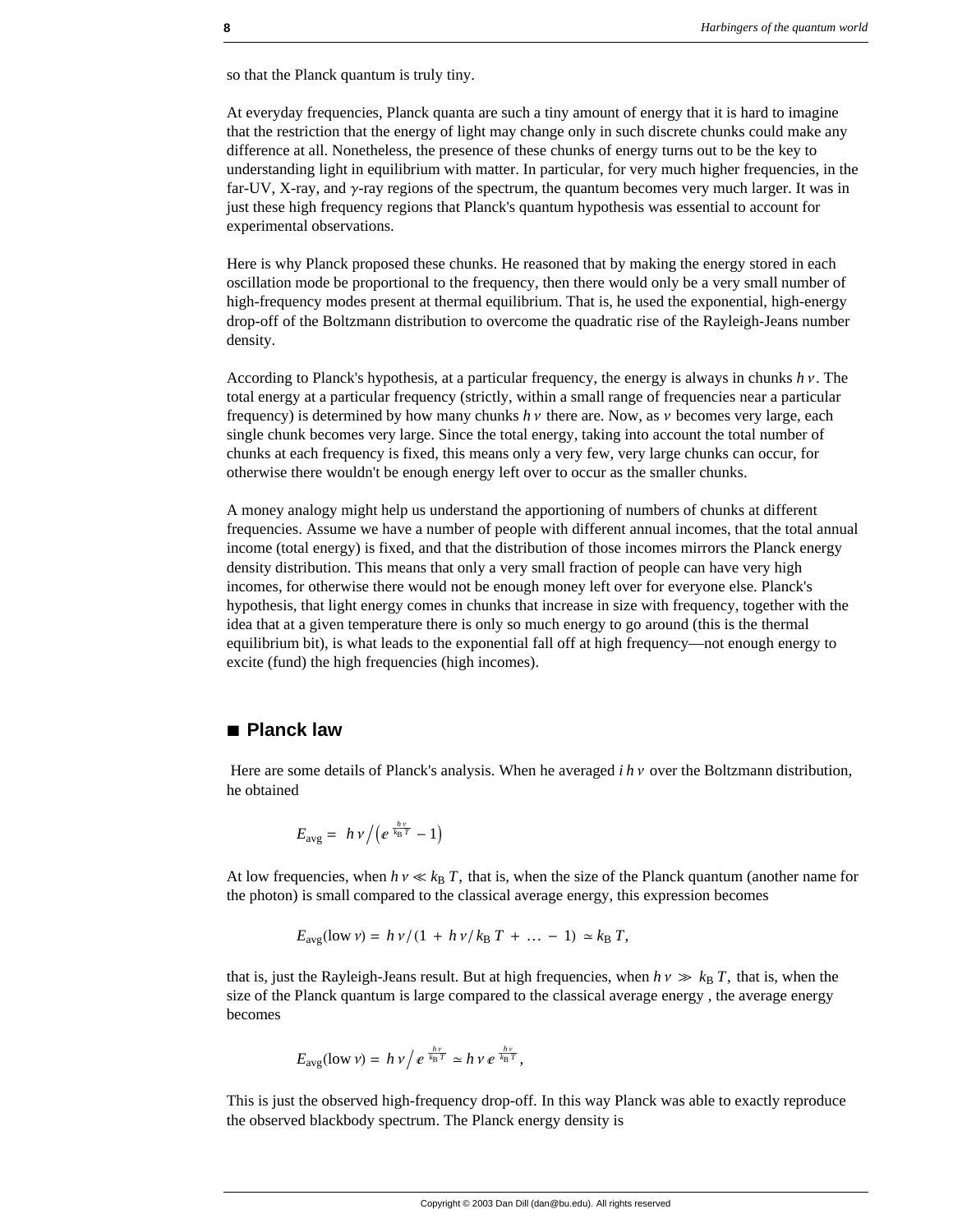so that the Planck quantum is truly tiny.

At everyday frequencies, Planck quanta are such a tiny amount of energy that it is hard to imagine that the restriction that the energy of light may change only in such discrete chunks could make any difference at all. Nonetheless, the presence of these chunks of energy turns out to be the key to understanding light in equilibrium with matter. In particular, for very much higher frequencies, in the far-UV, X-ray, and $\gamma$-ray regions of the spectrum, the quantum becomes very much larger. It was in just these high frequency regions that Planck's quantum hypothesis was essential to account for experimental observations.

Here is why Planck proposed these chunks. He reasoned that by making the energy stored in each oscillation mode be proportional to the frequency, then there would only be a very small number of high-frequency modes present at thermal equilibrium. That is, he used the exponential, high-energy drop-off of the Boltzmann distribution to overcome the quadratic rise of the Rayleigh-Jeans number density.

According to Planck's hypothesis, at a particular frequency, the energy is always in chunks $h\nu$. The total energy at a particular frequency (strictly, within a small range of frequencies near a particular frequency) is determined by how many chunks $h\nu$ there are. Now, as $\nu$ becomes very large, each single chunk becomes very large. Since the total energy, taking into account the total number of chunks at each frequency is fixed, this means only a very few, very large chunks can occur, for otherwise there wouldn't be enough energy left over to occur as the smaller chunks.

A money analogy might help us understand the apportioning of numbers of chunks at different frequencies. Assume we have a number of people with different annual incomes, that the total annual income (total energy) is fixed, and that the distribution of those incomes mirrors the Planck energy density distribution. This means that only a very small fraction of people can have very high incomes, for otherwise there would not be enough money left over for everyone else. Planck's hypothesis, that light energy comes in chunks that increase in size with frequency, together with the idea that at a given temperature there is only so much energy to go around (this is the thermal equilibrium bit), is what leads to the exponential fall off at high frequency—not enough energy to excite (fund) the high frequencies (high incomes).

## ■ Planck law

Here are some details of Planck's analysis. When he averaged $i\,h\,\nu$ over the Boltzmann distribution, he obtained

$$E_{\text{avg}} = h\,\nu \Big/ \left(e^{\frac{h\nu}{k_B T}} - 1\right)$$

At low frequencies, when $h\,\nu \ll k_B\,T$, that is, when the size of the Planck quantum (another name for the photon) is small compared to the classical average energy, this expression becomes

$$E_{\text{avg}}(\text{low } \nu) = h\,\nu / (1 + h\,\nu / k_B\,T + \ldots - 1) \simeq k_B\,T,$$

that is, just the Rayleigh-Jeans result. But at high frequencies, when $h\,\nu \gg k_B\,T$, that is, when the size of the Planck quantum is large compared to the classical average energy , the average energy becomes

$$E_{\text{avg}}(\text{low } \nu) = h\,\nu \Big/ e^{\frac{h\nu}{k_B T}} \simeq h\,\nu\,e^{\frac{h\nu}{k_B T}},$$

This is just the observed high-frequency drop-off. In this way Planck was able to exactly reproduce the observed blackbody spectrum. The Planck energy density is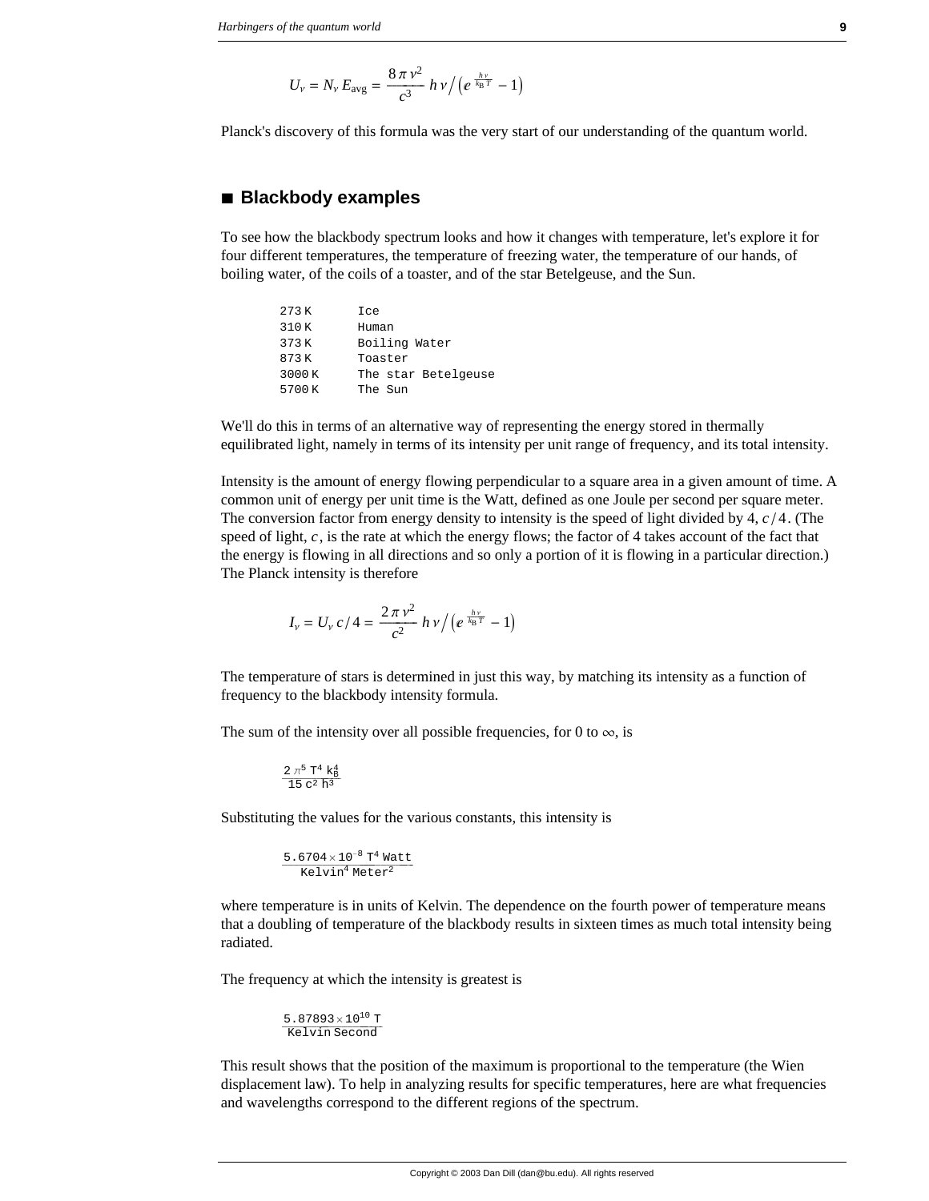$$U_\nu = N_\nu \, E_{\text{avg}} = \frac{8\,\pi\,\nu^2}{c^3}\,h\,\nu \Big/ \left(e^{\frac{h\,\nu}{k_B\,T}} - 1\right)$$

Planck's discovery of this formula was the very start of our understanding of the quantum world.

## ■ Blackbody examples

To see how the blackbody spectrum looks and how it changes with temperature, let's explore it for four different temperatures, the temperature of freezing water, the temperature of our hands, of boiling water, of the coils of a toaster, and of the star Betelgeuse, and the Sun.

```
273 K      Ice
310 K      Human
373 K      Boiling Water
873 K      Toaster
3000 K     The star Betelgeuse
5700 K     The Sun
```

We'll do this in terms of an alternative way of representing the energy stored in thermally equilibrated light, namely in terms of its intensity per unit range of frequency, and its total intensity.

Intensity is the amount of energy flowing perpendicular to a square area in a given amount of time. A common unit of energy per unit time is the Watt, defined as one Joule per second per square meter. The conversion factor from energy density to intensity is the speed of light divided by 4, $c/4$. (The speed of light, $c$, is the rate at which the energy flows; the factor of 4 takes account of the fact that the energy is flowing in all directions and so only a portion of it is flowing in a particular direction.) The Planck intensity is therefore

$$I_\nu = U_\nu \, c/4 = \frac{2\,\pi\,\nu^2}{c^2}\,h\,\nu \Big/ \left(e^{\frac{h\,\nu}{k_B\,T}} - 1\right)$$

The temperature of stars is determined in just this way, by matching its intensity as a function of frequency to the blackbody intensity formula.

The sum of the intensity over all possible frequencies, for 0 to $\infty$, is

$$\frac{2\,\pi^5\,T^4\,k_B^4}{15\,c^2\,h^3}$$

Substituting the values for the various constants, this intensity is

$$\frac{5.6704\times10^{-8}\,T^4\,\text{Watt}}{\text{Kelvin}^4\,\text{Meter}^2}$$

where temperature is in units of Kelvin. The dependence on the fourth power of temperature means that a doubling of temperature of the blackbody results in sixteen times as much total intensity being radiated.

The frequency at which the intensity is greatest is

$$\frac{5.87893\times10^{10}\,T}{\text{Kelvin Second}}$$

This result shows that the position of the maximum is proportional to the temperature (the Wien displacement law). To help in analyzing results for specific temperatures, here are what frequencies and wavelengths correspond to the different regions of the spectrum.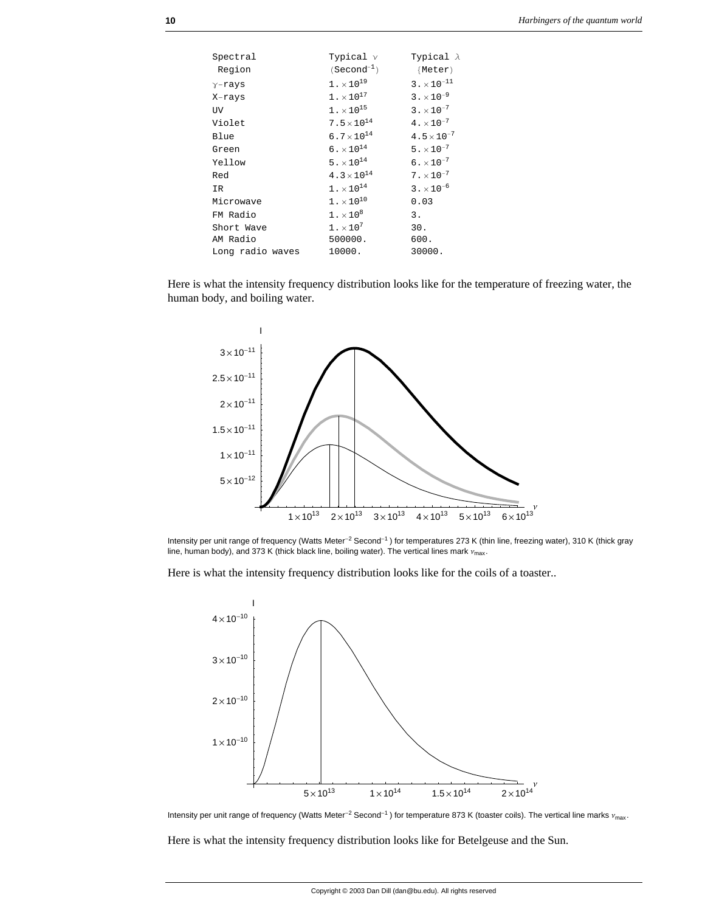| Spectral Region | Typical $\nu$ (Second$^{-1}$) | Typical $\lambda$ (Meter) |
|---|---|---|
| $\gamma$-rays | $1. \times 10^{19}$ | $3. \times 10^{-11}$ |
| X-rays | $1. \times 10^{17}$ | $3. \times 10^{-9}$ |
| UV | $1. \times 10^{15}$ | $3. \times 10^{-7}$ |
| Violet | $7.5 \times 10^{14}$ | $4. \times 10^{-7}$ |
| Blue | $6.7 \times 10^{14}$ | $4.5 \times 10^{-7}$ |
| Green | $6. \times 10^{14}$ | $5. \times 10^{-7}$ |
| Yellow | $5. \times 10^{14}$ | $6. \times 10^{-7}$ |
| Red | $4.3 \times 10^{14}$ | $7. \times 10^{-7}$ |
| IR | $1. \times 10^{14}$ | $3. \times 10^{-6}$ |
| Microwave | $1. \times 10^{10}$ | 0.03 |
| FM Radio | $1. \times 10^{8}$ | 3. |
| Short Wave | $1. \times 10^{7}$ | 30. |
| AM Radio | 500000. | 600. |
| Long radio waves | 10000. | 30000. |

Here is what the intensity frequency distribution looks like for the temperature of freezing water, the human body, and boiling water.

Intensity per unit range of frequency (Watts Meter$^{-2}$ Second$^{-1}$) for temperatures 273 K (thin line, freezing water), 310 K (thick gray line, human body), and 373 K (thick black line, boiling water). The vertical lines mark $\nu_{max}$.

Here is what the intensity frequency distribution looks like for the coils of a toaster..

Intensity per unit range of frequency (Watts Meter$^{-2}$ Second$^{-1}$) for temperature 873 K (toaster coils). The vertical line marks $\nu_{max}$.

Here is what the intensity frequency distribution looks like for Betelgeuse and the Sun.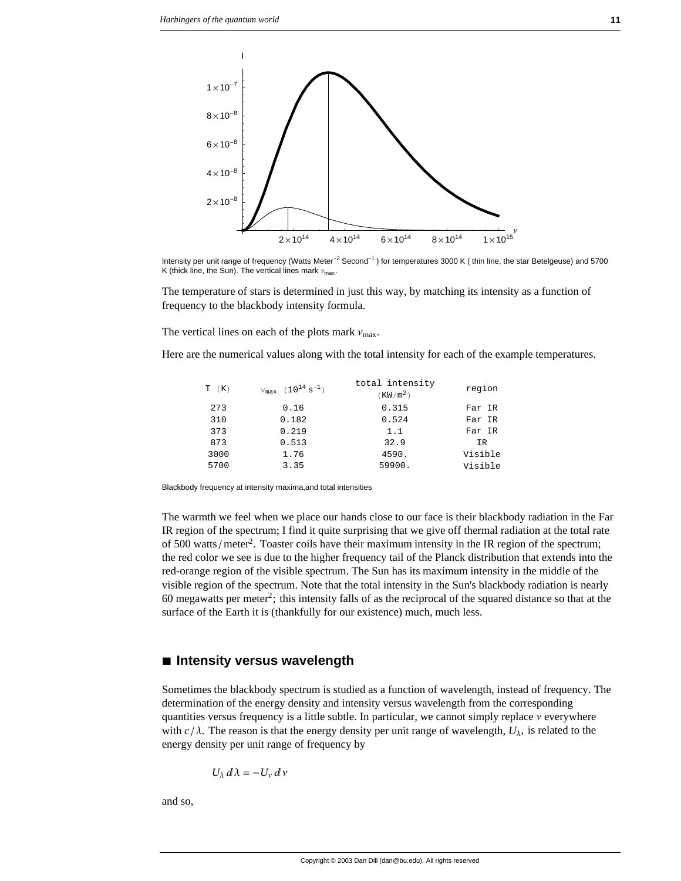Intensity per unit range of frequency (Watts Meter$^{-2}$ Second$^{-1}$) for temperatures 3000 K ( thin line, the star Betelgeuse) and 5700 K (thick line, the Sun). The vertical lines mark $\nu_{max}$.

The temperature of stars is determined in just this way, by matching its intensity as a function of frequency to the blackbody intensity formula.

The vertical lines on each of the plots mark $\nu_{max}$.

Here are the numerical values along with the total intensity for each of the example temperatures.

| T (K) | $\nu_{max}$ ($10^{14}$ s$^{-1}$) | total intensity (KW/m$^2$) | region |
|---|---|---|---|
| 273 | 0.16 | 0.315 | Far IR |
| 310 | 0.182 | 0.524 | Far IR |
| 373 | 0.219 | 1.1 | Far IR |
| 873 | 0.513 | 32.9 | IR |
| 3000 | 1.76 | 4590. | Visible |
| 5700 | 3.35 | 59900. | Visible |

Blackbody frequency at intensity maxima,and total intensities

The warmth we feel when we place our hands close to our face is their blackbody radiation in the Far IR region of the spectrum; I find it quite surprising that we give off thermal radiation at the total rate of 500 watts/meter$^2$. Toaster coils have their maximum intensity in the IR region of the spectrum; the red color we see is due to the higher frequency tail of the Planck distribution that extends into the red-orange region of the visible spectrum. The Sun has its maximum intensity in the middle of the visible region of the spectrum. Note that the total intensity in the Sun's blackbody radiation is nearly 60 megawatts per meter$^2$; this intensity falls of as the reciprocal of the squared distance so that at the surface of the Earth it is (thankfully for our existence) much, much less.

## ■ Intensity versus wavelength

Sometimes the blackbody spectrum is studied as a function of wavelength, instead of frequency. The determination of the energy density and intensity versus wavelength from the corresponding quantities versus frequency is a little subtle. In particular, we cannot simply replace $\nu$ everywhere with $c/\lambda$. The reason is that the energy density per unit range of wavelength, $U_\lambda$, is related to the energy density per unit range of frequency by

$$U_\lambda \, d\lambda = -U_\nu \, d\nu$$

and so,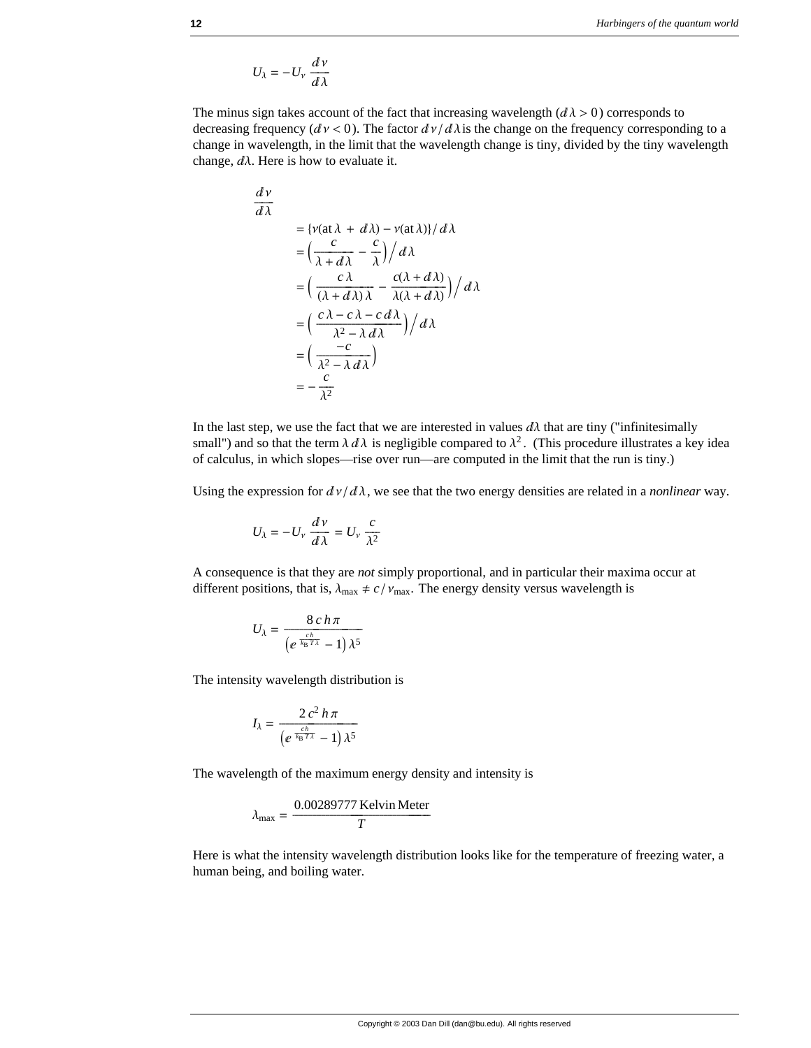$$U_\lambda = -U_\nu \frac{d\nu}{d\lambda}$$

The minus sign takes account of the fact that increasing wavelength ($d\lambda > 0$) corresponds to decreasing frequency ($d\nu < 0$). The factor $d\nu/d\lambda$ is the change on the frequency corresponding to a change in wavelength, in the limit that the wavelength change is tiny, divided by the tiny wavelength change, $d\lambda$. Here is how to evaluate it.

$$\begin{aligned}
\frac{d\nu}{d\lambda} \\
&= \{\nu(\text{at } \lambda + d\lambda) - \nu(\text{at } \lambda)\}/d\lambda \\
&= \left(\frac{c}{\lambda + d\lambda} - \frac{c}{\lambda}\right)\Big/ d\lambda \\
&= \left(\frac{c\,\lambda}{(\lambda + d\lambda)\,\lambda} - \frac{c(\lambda + d\lambda)}{\lambda(\lambda + d\lambda)}\right)\Big/ d\lambda \\
&= \left(\frac{c\,\lambda - c\,\lambda - c\,d\lambda}{\lambda^2 - \lambda\,d\lambda}\right)\Big/ d\lambda \\
&= \left(\frac{-c}{\lambda^2 - \lambda\,d\lambda}\right) \\
&= -\frac{c}{\lambda^2}
\end{aligned}$$

In the last step, we use the fact that we are interested in values $d\lambda$ that are tiny ("infinitesimally small") and so that the term $\lambda\,d\lambda$ is negligible compared to $\lambda^2$. (This procedure illustrates a key idea of calculus, in which slopes—rise over run—are computed in the limit that the run is tiny.)

Using the expression for $d\nu/d\lambda$, we see that the two energy densities are related in a *nonlinear* way.

$$U_\lambda = -U_\nu \frac{d\nu}{d\lambda} = U_\nu \frac{c}{\lambda^2}$$

A consequence is that they are *not* simply proportional, and in particular their maxima occur at different positions, that is, $\lambda_{\text{max}} \neq c/\nu_{\text{max}}$. The energy density versus wavelength is

$$U_\lambda = \frac{8\,c\,h\,\pi}{\left(e^{\frac{c\,h}{k_B\,T\,\lambda}} - 1\right)\lambda^5}$$

The intensity wavelength distribution is

$$I_\lambda = \frac{2\,c^2\,h\,\pi}{\left(e^{\frac{c\,h}{k_B\,T\,\lambda}} - 1\right)\lambda^5}$$

The wavelength of the maximum energy density and intensity is

$$\lambda_{\text{max}} = \frac{0.00289777\ \text{Kelvin Meter}}{T}$$

Here is what the intensity wavelength distribution looks like for the temperature of freezing water, a human being, and boiling water.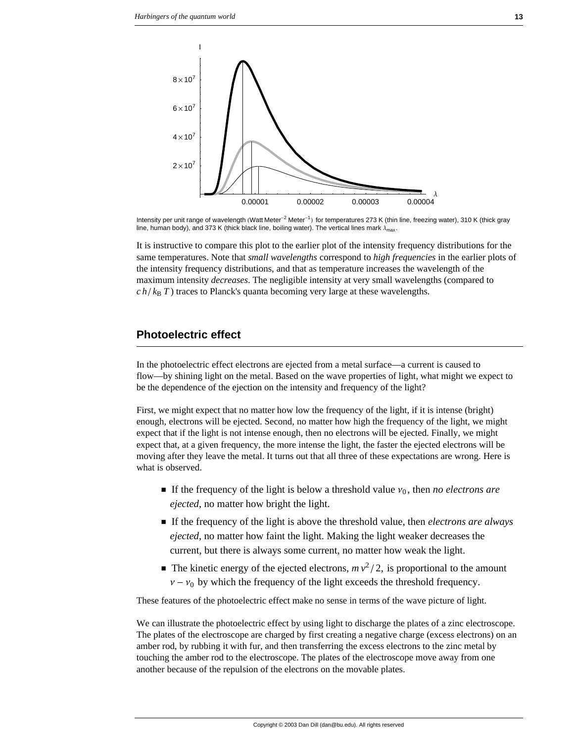Intensity per unit range of wavelength (Watt Meter$^{-2}$ Meter$^{-1}$) for temperatures 273 K (thin line, freezing water), 310 K (thick gray line, human body), and 373 K (thick black line, boiling water). The vertical lines mark $\lambda_{max}$.

It is instructive to compare this plot to the earlier plot of the intensity frequency distributions for the same temperatures. Note that *small wavelengths* correspond to *high frequencies* in the earlier plots of the intensity frequency distributions, and that as temperature increases the wavelength of the maximum intensity *decreases*. The negligible intensity at very small wavelengths (compared to $c\,h / k_B\,T$) traces to Planck's quanta becoming very large at these wavelengths.

## Photoelectric effect

In the photoelectric effect electrons are ejected from a metal surface—a current is caused to flow—by shining light on the metal. Based on the wave properties of light, what might we expect to be the dependence of the ejection on the intensity and frequency of the light?

First, we might expect that no matter how low the frequency of the light, if it is intense (bright) enough, electrons will be ejected. Second, no matter how high the frequency of the light, we might expect that if the light is not intense enough, then no electrons will be ejected. Finally, we might expect that, at a given frequency, the more intense the light, the faster the ejected electrons will be moving after they leave the metal. It turns out that all three of these expectations are wrong. Here is what is observed.

- If the frequency of the light is below a threshold value $\nu_0$, then *no electrons are ejected*, no matter how bright the light.
- If the frequency of the light is above the threshold value, then *electrons are always ejected*, no matter how faint the light. Making the light weaker decreases the current, but there is always some current, no matter how weak the light.
- The kinetic energy of the ejected electrons, $m\,v^2/2$, is proportional to the amount $\nu - \nu_0$ by which the frequency of the light exceeds the threshold frequency.

These features of the photoelectric effect make no sense in terms of the wave picture of light.

We can illustrate the photoelectric effect by using light to discharge the plates of a zinc electroscope. The plates of the electroscope are charged by first creating a negative charge (excess electrons) on an amber rod, by rubbing it with fur, and then transferring the excess electrons to the zinc metal by touching the amber rod to the electroscope. The plates of the electroscope move away from one another because of the repulsion of the electrons on the movable plates.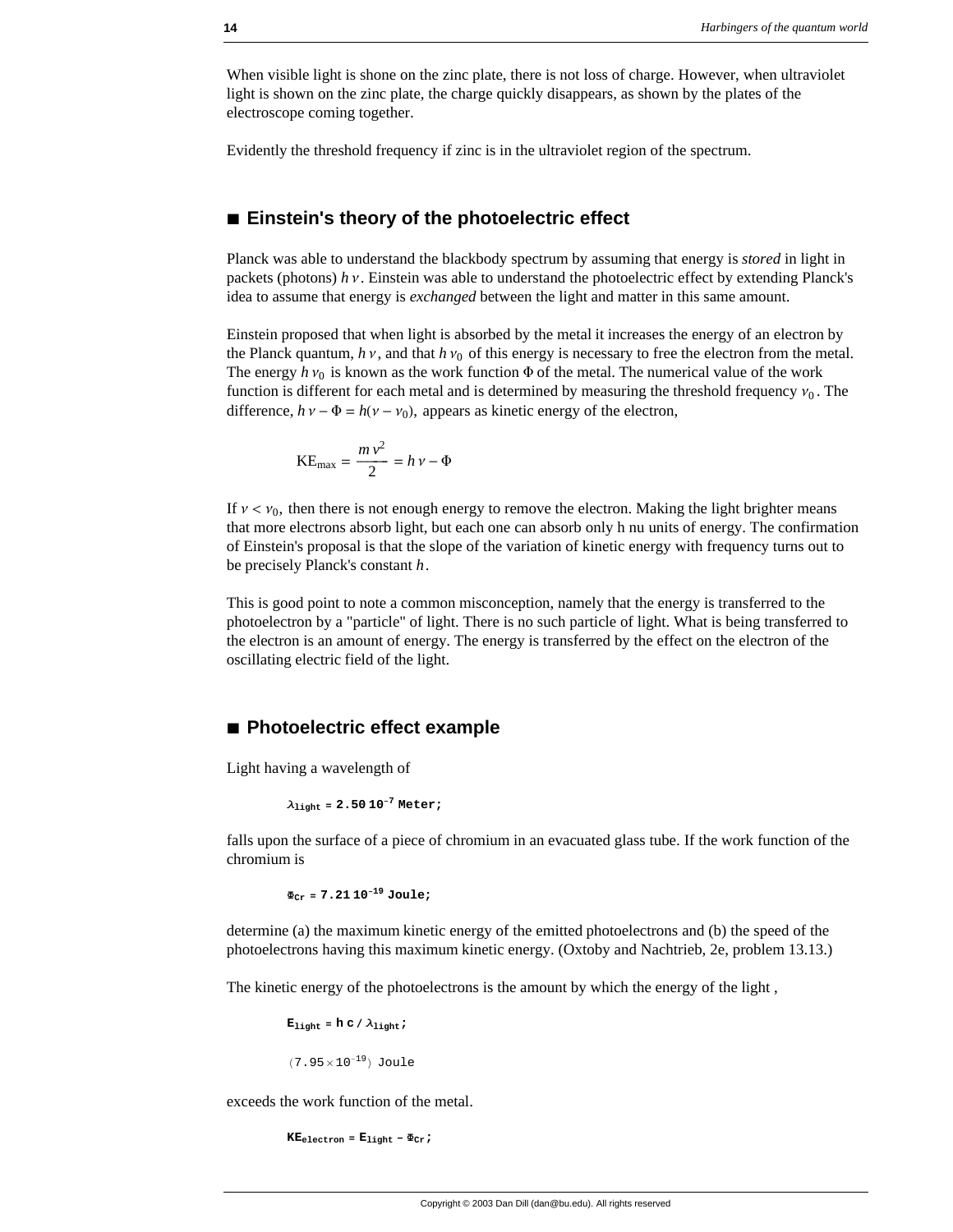When visible light is shone on the zinc plate, there is not loss of charge. However, when ultraviolet light is shown on the zinc plate, the charge quickly disappears, as shown by the plates of the electroscope coming together.

Evidently the threshold frequency if zinc is in the ultraviolet region of the spectrum.

## ■ Einstein's theory of the photoelectric effect

Planck was able to understand the blackbody spectrum by assuming that energy is *stored* in light in packets (photons) $h\nu$. Einstein was able to understand the photoelectric effect by extending Planck's idea to assume that energy is *exchanged* between the light and matter in this same amount.

Einstein proposed that when light is absorbed by the metal it increases the energy of an electron by the Planck quantum, $h\nu$, and that $h\nu_0$ of this energy is necessary to free the electron from the metal. The energy $h\nu_0$ is known as the work function $\Phi$ of the metal. The numerical value of the work function is different for each metal and is determined by measuring the threshold frequency $\nu_0$. The difference, $h\nu - \Phi = h(\nu - \nu_0)$, appears as kinetic energy of the electron,

$$\text{KE}_{\text{max}} = \frac{m\,v^2}{2} = h\,\nu - \Phi$$

If $\nu < \nu_0$, then there is not enough energy to remove the electron. Making the light brighter means that more electrons absorb light, but each one can absorb only h nu units of energy. The confirmation of Einstein's proposal is that the slope of the variation of kinetic energy with frequency turns out to be precisely Planck's constant $h$.

This is good point to note a common misconception, namely that the energy is transferred to the photoelectron by a "particle" of light. There is no such particle of light. What is being transferred to the electron is an amount of energy. The energy is transferred by the effect on the electron of the oscillating electric field of the light.

## ■ Photoelectric effect example

Light having a wavelength of

$$\lambda_{\text{light}} = 2.50\ 10^{-7}\ \text{Meter;}$$

falls upon the surface of a piece of chromium in an evacuated glass tube. If the work function of the chromium is

$$\Phi_{\text{Cr}} = 7.21\ 10^{-19}\ \text{Joule;}$$

determine (a) the maximum kinetic energy of the emitted photoelectrons and (b) the speed of the photoelectrons having this maximum kinetic energy. (Oxtoby and Nachtrieb, 2e, problem 13.13.)

The kinetic energy of the photoelectrons is the amount by which the energy of the light ,

$$E_{\text{light}} = h\ c / \lambda_{\text{light}};$$

$$(7.95 \times 10^{-19})\ \text{Joule}$$

exceeds the work function of the metal.

$$\text{KE}_{\text{electron}} = E_{\text{light}} - \Phi_{\text{Cr}};$$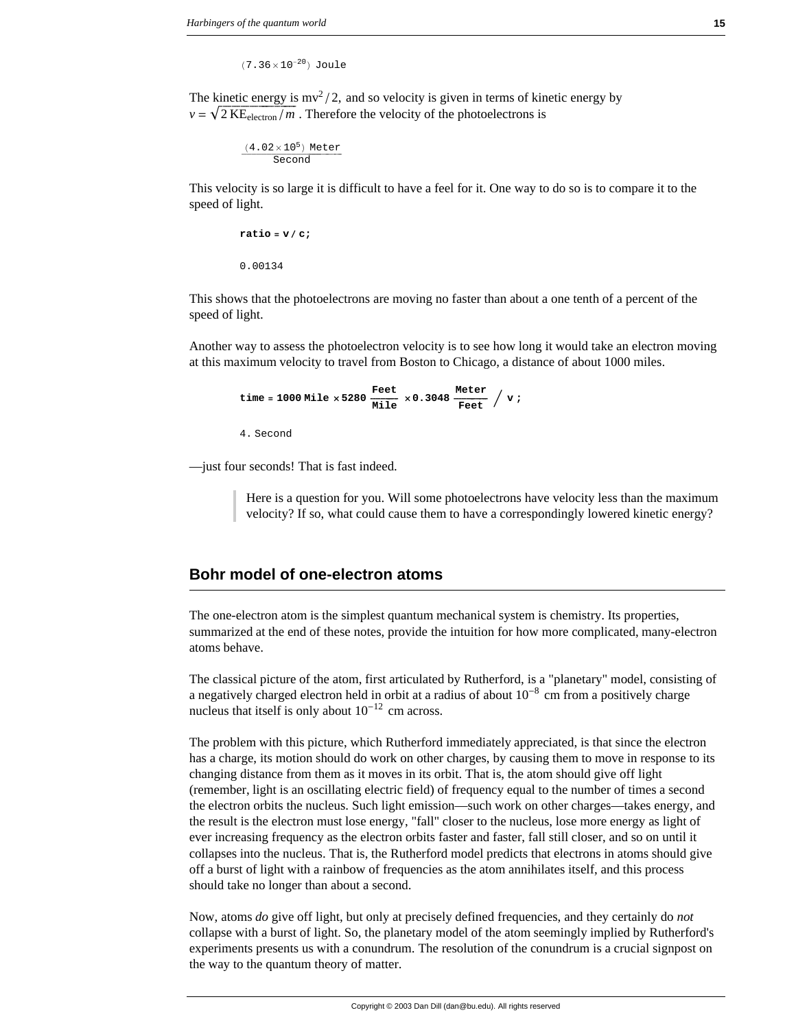$(7.36 \times 10^{-20})$ Joule

The kinetic energy is $mv^2/2$, and so velocity is given in terms of kinetic energy by $v = \sqrt{2\,\text{KE}_{\text{electron}}/m}$. Therefore the velocity of the photoelectrons is

$$\frac{(4.02 \times 10^5)\ \text{Meter}}{\text{Second}}$$

This velocity is so large it is difficult to have a feel for it. One way to do so is to compare it to the speed of light.

```
ratio = v / c;
```

0.00134

This shows that the photoelectrons are moving no faster than about a one tenth of a percent of the speed of light.

Another way to assess the photoelectron velocity is to see how long it would take an electron moving at this maximum velocity to travel from Boston to Chicago, a distance of about 1000 miles.

$$\text{time} = 1000\ \text{Mile} \times 5280\ \frac{\text{Feet}}{\text{Mile}} \times 0.3048\ \frac{\text{Meter}}{\text{Feet}} \Big/ \text{v};$$

4. Second

—just four seconds! That is fast indeed.

> Here is a question for you. Will some photoelectrons have velocity less than the maximum velocity? If so, what could cause them to have a correspondingly lowered kinetic energy?

## Bohr model of one-electron atoms

The one-electron atom is the simplest quantum mechanical system is chemistry. Its properties, summarized at the end of these notes, provide the intuition for how more complicated, many-electron atoms behave.

The classical picture of the atom, first articulated by Rutherford, is a "planetary" model, consisting of a negatively charged electron held in orbit at a radius of about $10^{-8}$ cm from a positively charge nucleus that itself is only about $10^{-12}$ cm across.

The problem with this picture, which Rutherford immediately appreciated, is that since the electron has a charge, its motion should do work on other charges, by causing them to move in response to its changing distance from them as it moves in its orbit. That is, the atom should give off light (remember, light is an oscillating electric field) of frequency equal to the number of times a second the electron orbits the nucleus. Such light emission—such work on other charges—takes energy, and the result is the electron must lose energy, "fall" closer to the nucleus, lose more energy as light of ever increasing frequency as the electron orbits faster and faster, fall still closer, and so on until it collapses into the nucleus. That is, the Rutherford model predicts that electrons in atoms should give off a burst of light with a rainbow of frequencies as the atom annihilates itself, and this process should take no longer than about a second.

Now, atoms *do* give off light, but only at precisely defined frequencies, and they certainly do *not* collapse with a burst of light. So, the planetary model of the atom seemingly implied by Rutherford's experiments presents us with a conundrum. The resolution of the conundrum is a crucial signpost on the way to the quantum theory of matter.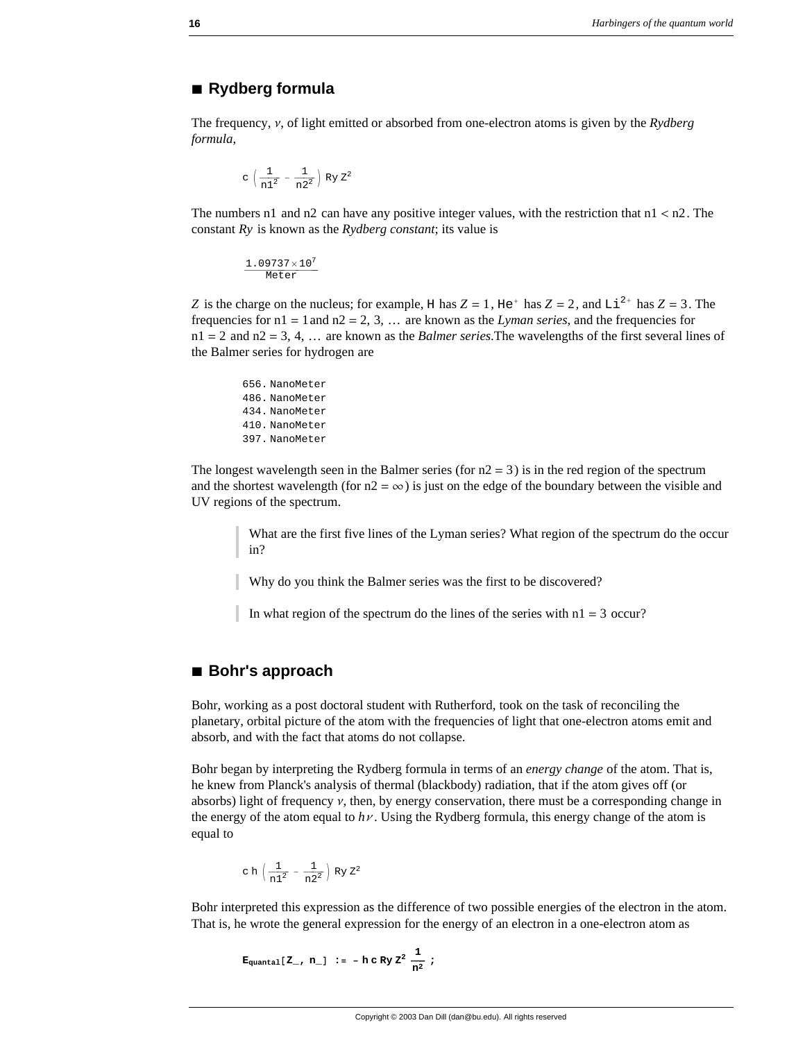## ■ Rydberg formula

The frequency, $\nu$, of light emitted or absorbed from one-electron atoms is given by the *Rydberg formula*,

$$c\left(\frac{1}{n1^2}-\frac{1}{n2^2}\right)\text{Ry}\,Z^2$$

The numbers n1 and n2 can have any positive integer values, with the restriction that $n1 < n2$. The constant *Ry* is known as the *Rydberg constant*; its value is

$$\frac{1.09737\times 10^7}{\text{Meter}}$$

$Z$ is the charge on the nucleus; for example, H has $Z = 1$, $He^+$ has $Z = 2$, and $Li^{2+}$ has $Z = 3$. The frequencies for $n1 = 1$ and $n2 = 2, 3, \ldots$ are known as the *Lyman series*, and the frequencies for $n1 = 2$ and $n2 = 3, 4, \ldots$ are known as the *Balmer series*.The wavelengths of the first several lines of the Balmer series for hydrogen are

```
656. NanoMeter
486. NanoMeter
434. NanoMeter
410. NanoMeter
397. NanoMeter
```

The longest wavelength seen in the Balmer series (for $n2 = 3$) is in the red region of the spectrum and the shortest wavelength (for $n2 = \infty$) is just on the edge of the boundary between the visible and UV regions of the spectrum.

> What are the first five lines of the Lyman series? What region of the spectrum do the occur in?

> Why do you think the Balmer series was the first to be discovered?

> In what region of the spectrum do the lines of the series with $n1 = 3$ occur?

## ■ Bohr's approach

Bohr, working as a post doctoral student with Rutherford, took on the task of reconciling the planetary, orbital picture of the atom with the frequencies of light that one-electron atoms emit and absorb, and with the fact that atoms do not collapse.

Bohr began by interpreting the Rydberg formula in terms of an *energy change* of the atom. That is, he knew from Planck's analysis of thermal (blackbody) radiation, that if the atom gives off (or absorbs) light of frequency $\nu$, then, by energy conservation, there must be a corresponding change in the energy of the atom equal to $h\nu$. Using the Rydberg formula, this energy change of the atom is equal to

$$c\,h\left(\frac{1}{n1^2}-\frac{1}{n2^2}\right)\text{Ry}\,Z^2$$

Bohr interpreted this expression as the difference of two possible energies of the electron in the atom. That is, he wrote the general expression for the energy of an electron in a one-electron atom as

$$\mathbf{E_{quantal}[Z\_,\ n\_]\ :=\ -\,h\,c\,Ry\,Z^2\,\frac{1}{n^2}\ ;}$$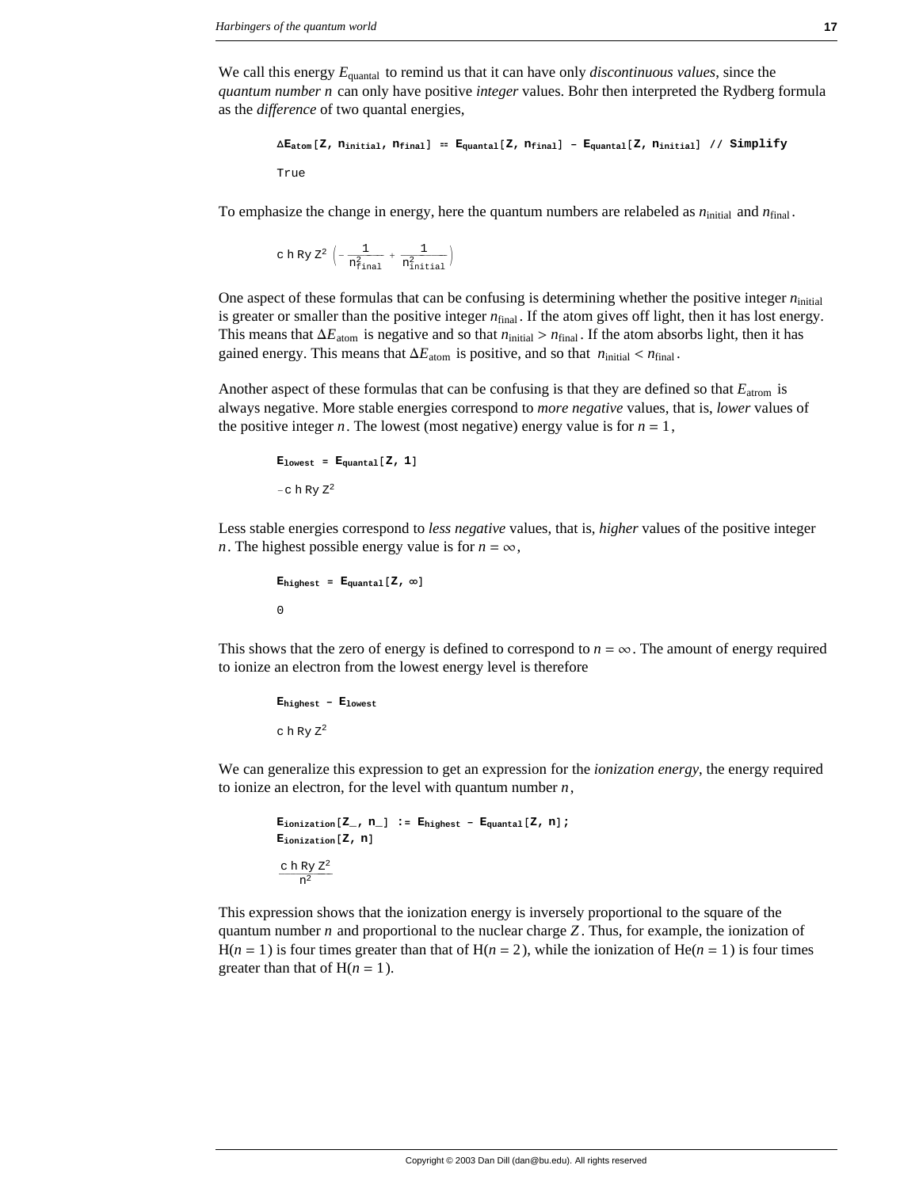We call this energy $E_{\text{quantal}}$ to remind us that it can have only *discontinuous values*, since the *quantum number n* can only have positive *integer* values. Bohr then interpreted the Rydberg formula as the *difference* of two quantal energies,

```
ΔE_atom[Z, n_initial, n_final] == E_quantal[Z, n_final] - E_quantal[Z, n_initial] // Simplify
```

```
True
```

To emphasize the change in energy, here the quantum numbers are relabeled as $n_{\text{initial}}$ and $n_{\text{final}}$.

$$c\, h\, Ry\, Z^2 \left(-\frac{1}{n_{\text{final}}^2} + \frac{1}{n_{\text{initial}}^2}\right)$$

One aspect of these formulas that can be confusing is determining whether the positive integer $n_{\text{initial}}$ is greater or smaller than the positive integer $n_{\text{final}}$. If the atom gives off light, then it has lost energy. This means that $\Delta E_{\text{atom}}$ is negative and so that $n_{\text{initial}} > n_{\text{final}}$. If the atom absorbs light, then it has gained energy. This means that $\Delta E_{\text{atom}}$ is positive, and so that $n_{\text{initial}} < n_{\text{final}}$.

Another aspect of these formulas that can be confusing is that they are defined so that $E_{\text{atrom}}$ is always negative. More stable energies correspond to *more negative* values, that is, *lower* values of the positive integer $n$. The lowest (most negative) energy value is for $n = 1$,

```
E_lowest = E_quantal[Z, 1]
```

$$-c\, h\, Ry\, Z^2$$

Less stable energies correspond to *less negative* values, that is, *higher* values of the positive integer $n$. The highest possible energy value is for $n = \infty$,

```
E_highest = E_quantal[Z, ∞]
```

```
0
```

This shows that the zero of energy is defined to correspond to $n = \infty$. The amount of energy required to ionize an electron from the lowest energy level is therefore

```
E_highest - E_lowest
```

$$c\, h\, Ry\, Z^2$$

We can generalize this expression to get an expression for the *ionization energy*, the energy required to ionize an electron, for the level with quantum number $n$,

```
E_ionization[Z_, n_] := E_highest - E_quantal[Z, n];
E_ionization[Z, n]
```

$$\frac{c\, h\, Ry\, Z^2}{n^2}$$

This expression shows that the ionization energy is inversely proportional to the square of the quantum number $n$ and proportional to the nuclear charge $Z$. Thus, for example, the ionization of H($n = 1$) is four times greater than that of H($n = 2$), while the ionization of He($n = 1$) is four times greater than that of H($n = 1$).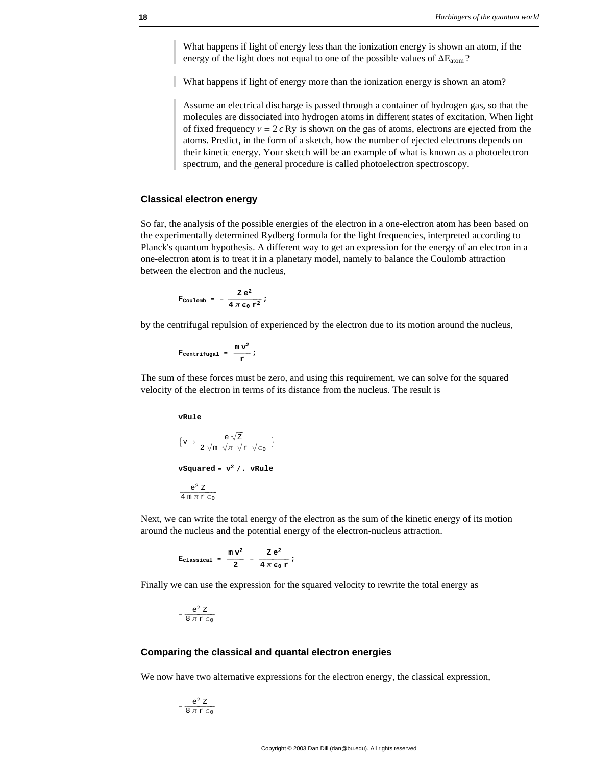What happens if light of energy less than the ionization energy is shown an atom, if the energy of the light does not equal to one of the possible values of $\Delta E_{atom}$ ?

What happens if light of energy more than the ionization energy is shown an atom?

Assume an electrical discharge is passed through a container of hydrogen gas, so that the molecules are dissociated into hydrogen atoms in different states of excitation. When light of fixed frequency $\nu = 2\,c\,\mathrm{Ry}$ is shown on the gas of atoms, electrons are ejected from the atoms. Predict, in the form of a sketch, how the number of ejected electrons depends on their kinetic energy. Your sketch will be an example of what is known as a photoelectron spectrum, and the general procedure is called photoelectron spectroscopy.

### Classical electron energy

So far, the analysis of the possible energies of the electron in a one-electron atom has been based on the experimentally determined Rydberg formula for the light frequencies, interpreted according to Planck's quantum hypothesis. A different way to get an expression for the energy of an electron in a one-electron atom is to treat it in a planetary model, namely to balance the Coulomb attraction between the electron and the nucleus,

$$F_{Coulomb} = -\frac{Z\,e^2}{4\,\pi\,\epsilon_0\,r^2};$$

by the centrifugal repulsion of experienced by the electron due to its motion around the nucleus,

$$F_{centrifugal} = \frac{m\,v^2}{r};$$

The sum of these forces must be zero, and using this requirement, we can solve for the squared velocity of the electron in terms of its distance from the nucleus. The result is

```
vRule
```

$$\left\{v \to \frac{e\,\sqrt{Z}}{2\,\sqrt{m}\,\sqrt{\pi}\,\sqrt{r}\,\sqrt{\epsilon_0}}\right\}$$

```
vSquared = v^2 /. vRule
```

$$\frac{e^2\,Z}{4\,m\,\pi\,r\,\epsilon_0}$$

Next, we can write the total energy of the electron as the sum of the kinetic energy of its motion around the nucleus and the potential energy of the electron-nucleus attraction.

$$E_{classical} = \frac{m\,v^2}{2} - \frac{Z\,e^2}{4\,\pi\,\epsilon_0\,r};$$

Finally we can use the expression for the squared velocity to rewrite the total energy as

$$-\frac{e^2\,Z}{8\,\pi\,r\,\epsilon_0}$$

### Comparing the classical and quantal electron energies

We now have two alternative expressions for the electron energy, the classical expression,

$$-\frac{e^2\,Z}{8\,\pi\,r\,\epsilon_0}$$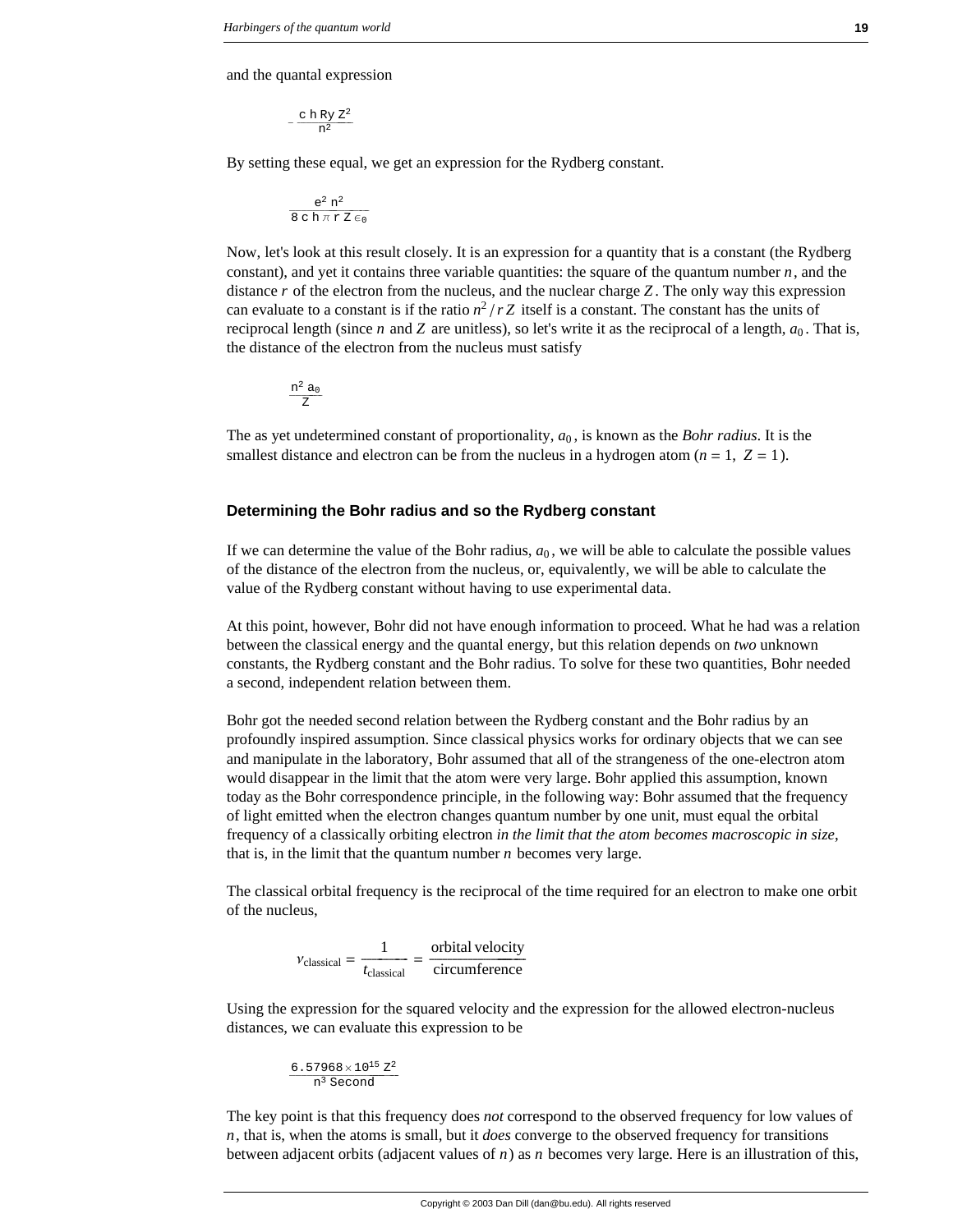and the quantal expression

$$-\frac{c\,h\,Ry\,Z^2}{n^2}$$

By setting these equal, we get an expression for the Rydberg constant.

$$\frac{e^2\,n^2}{8\,c\,h\,\pi\,r\,Z\,\epsilon_0}$$

Now, let's look at this result closely. It is an expression for a quantity that is a constant (the Rydberg constant), and yet it contains three variable quantities: the square of the quantum number $n$, and the distance $r$ of the electron from the nucleus, and the nuclear charge $Z$. The only way this expression can evaluate to a constant is if the ratio $n^2/r\,Z$ itself is a constant. The constant has the units of reciprocal length (since $n$ and $Z$ are unitless), so let's write it as the reciprocal of a length, $a_0$. That is, the distance of the electron from the nucleus must satisfy

$$\frac{n^2\,a_0}{Z}$$

The as yet undetermined constant of proportionality, $a_0$, is known as the *Bohr radius*. It is the smallest distance and electron can be from the nucleus in a hydrogen atom ($n = 1,\ Z = 1$).

### Determining the Bohr radius and so the Rydberg constant

If we can determine the value of the Bohr radius, $a_0$, we will be able to calculate the possible values of the distance of the electron from the nucleus, or, equivalently, we will be able to calculate the value of the Rydberg constant without having to use experimental data.

At this point, however, Bohr did not have enough information to proceed. What he had was a relation between the classical energy and the quantal energy, but this relation depends on *two* unknown constants, the Rydberg constant and the Bohr radius. To solve for these two quantities, Bohr needed a second, independent relation between them.

Bohr got the needed second relation between the Rydberg constant and the Bohr radius by an profoundly inspired assumption. Since classical physics works for ordinary objects that we can see and manipulate in the laboratory, Bohr assumed that all of the strangeness of the one-electron atom would disappear in the limit that the atom were very large. Bohr applied this assumption, known today as the Bohr correspondence principle, in the following way: Bohr assumed that the frequency of light emitted when the electron changes quantum number by one unit, must equal the orbital frequency of a classically orbiting electron *in the limit that the atom becomes macroscopic in size*, that is, in the limit that the quantum number $n$ becomes very large.

The classical orbital frequency is the reciprocal of the time required for an electron to make one orbit of the nucleus,

$$\nu_{\text{classical}} = \frac{1}{t_{\text{classical}}} = \frac{\text{orbital velocity}}{\text{circumference}}$$

Using the expression for the squared velocity and the expression for the allowed electron-nucleus distances, we can evaluate this expression to be

$$\frac{6.57968 \times 10^{15}\,Z^2}{n^3\,\text{Second}}$$

The key point is that this frequency does *not* correspond to the observed frequency for low values of $n$, that is, when the atoms is small, but it *does* converge to the observed frequency for transitions between adjacent orbits (adjacent values of $n$) as $n$ becomes very large. Here is an illustration of this,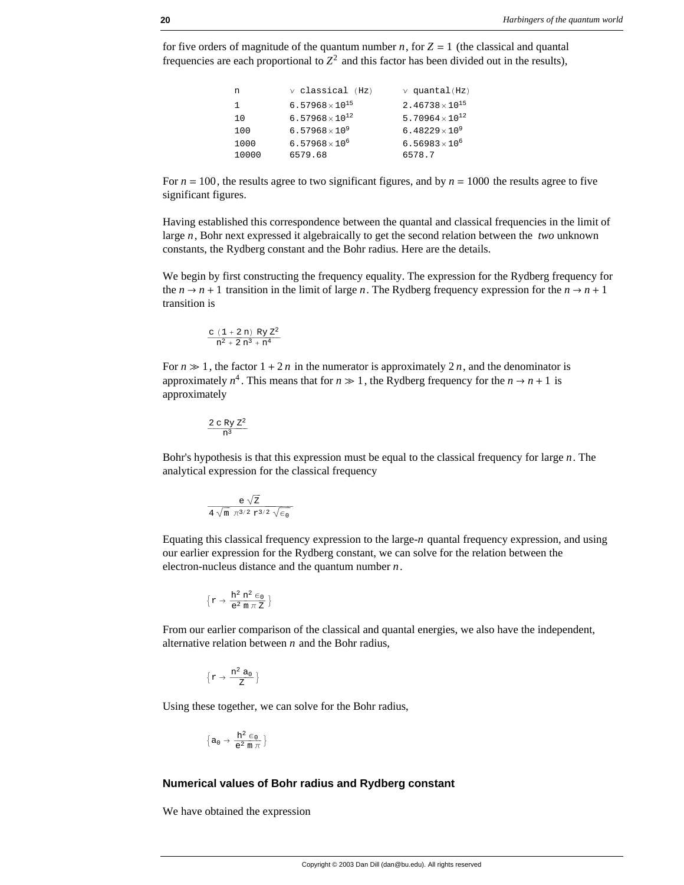for five orders of magnitude of the quantum number $n$, for $Z = 1$ (the classical and quantal frequencies are each proportional to $Z^2$ and this factor has been divided out in the results),

| n | ν classical (Hz) | ν quantal(Hz) |
|---|---|---|
| 1 | $6.57968 \times 10^{15}$ | $2.46738 \times 10^{15}$ |
| 10 | $6.57968 \times 10^{12}$ | $5.70964 \times 10^{12}$ |
| 100 | $6.57968 \times 10^{9}$ | $6.48229 \times 10^{9}$ |
| 1000 | $6.57968 \times 10^{6}$ | $6.56983 \times 10^{6}$ |
| 10000 | 6579.68 | 6578.7 |

For $n = 100$, the results agree to two significant figures, and by $n = 1000$ the results agree to five significant figures.

Having established this correspondence between the quantal and classical frequencies in the limit of large $n$, Bohr next expressed it algebraically to get the second relation between the *two* unknown constants, the Rydberg constant and the Bohr radius. Here are the details.

We begin by first constructing the frequency equality. The expression for the Rydberg frequency for the $n \to n+1$ transition in the limit of large $n$. The Rydberg frequency expression for the $n \to n+1$ transition is

$$\frac{c\,(1 + 2\,n)\,\text{Ry}\,Z^2}{n^2 + 2\,n^3 + n^4}$$

For $n \gg 1$, the factor $1 + 2\,n$ in the numerator is approximately $2\,n$, and the denominator is approximately $n^4$. This means that for $n \gg 1$, the Rydberg frequency for the $n \to n+1$ is approximately

$$\frac{2\,c\,\text{Ry}\,Z^2}{n^3}$$

Bohr's hypothesis is that this expression must be equal to the classical frequency for large $n$. The analytical expression for the classical frequency

$$\frac{e\,\sqrt{Z}}{4\,\sqrt{m}\,\pi^{3/2}\,r^{3/2}\,\sqrt{\epsilon_0}}$$

Equating this classical frequency expression to the large-$n$ quantal frequency expression, and using our earlier expression for the Rydberg constant, we can solve for the relation between the electron-nucleus distance and the quantum number $n$.

$$\left\{r \to \frac{h^2\,n^2\,\epsilon_0}{e^2\,m\,\pi\,Z}\right\}$$

From our earlier comparison of the classical and quantal energies, we also have the independent, alternative relation between $n$ and the Bohr radius,

$$\left\{r \to \frac{n^2\,a_0}{Z}\right\}$$

Using these together, we can solve for the Bohr radius,

$$\left\{a_0 \to \frac{h^2\,\epsilon_0}{e^2\,m\,\pi}\right\}$$

### Numerical values of Bohr radius and Rydberg constant

We have obtained the expression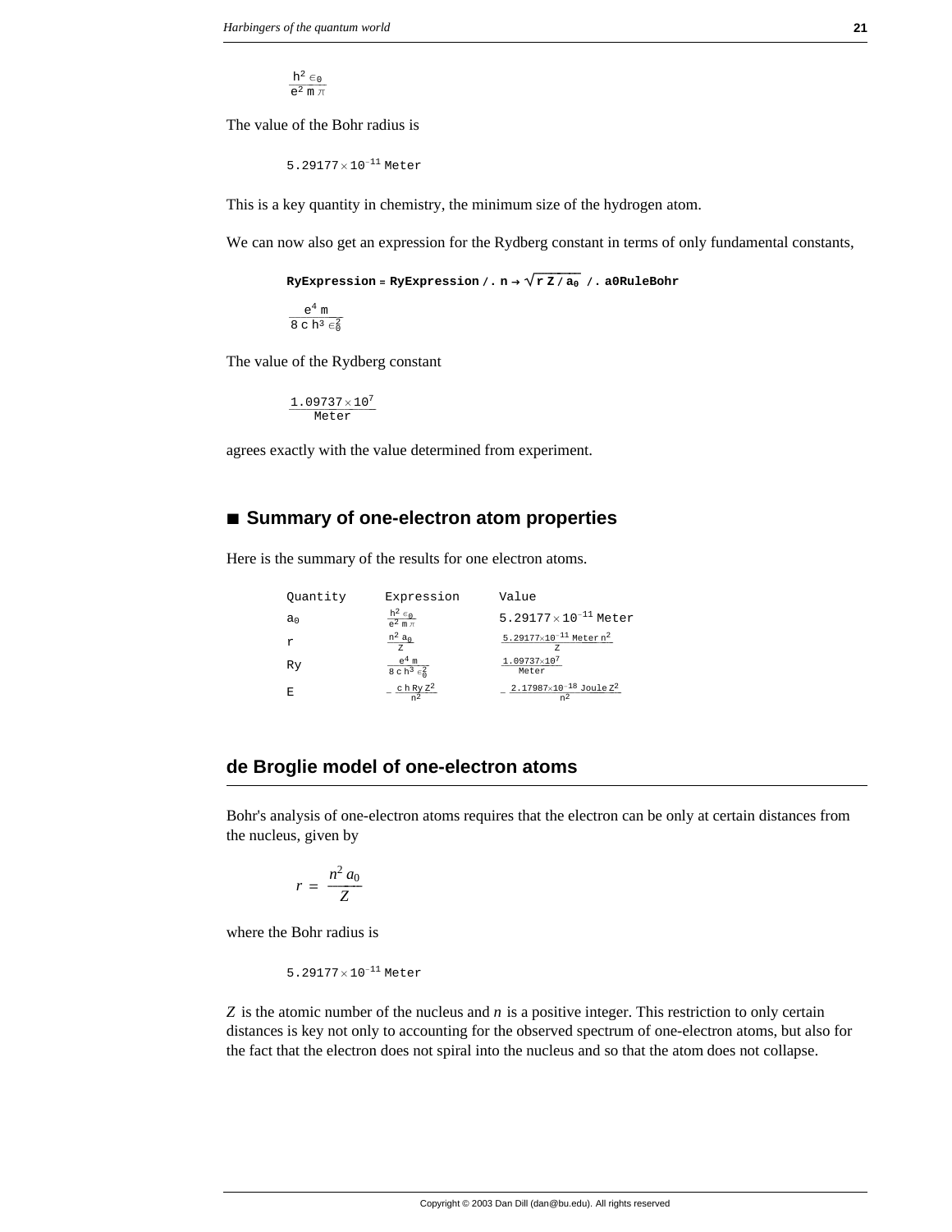$$\frac{h^2 \epsilon_0}{e^2 m \pi}$$

The value of the Bohr radius is

$$5.29177 \times 10^{-11} \text{ Meter}$$

This is a key quantity in chemistry, the minimum size of the hydrogen atom.

We can now also get an expression for the Rydberg constant in terms of only fundamental constants,

```
RyExpression = RyExpression /. n → √(r Z / a0) /. a0RuleBohr
```

$$\frac{e^4 m}{8 c h^3 \epsilon_0^2}$$

The value of the Rydberg constant

$$\frac{1.09737 \times 10^7}{\text{Meter}}$$

agrees exactly with the value determined from experiment.

## ■ Summary of one-electron atom properties

Here is the summary of the results for one electron atoms.

| Quantity | Expression | Value |
|---|---|---|
| $a_0$ | $\frac{h^2 \epsilon_0}{e^2 m \pi}$ | $5.29177 \times 10^{-11}$ Meter |
| r | $\frac{n^2 a_0}{Z}$ | $\frac{5.29177 \times 10^{-11} \text{ Meter } n^2}{Z}$ |
| Ry | $\frac{e^4 m}{8 c h^3 \epsilon_0^2}$ | $\frac{1.09737 \times 10^7}{\text{Meter}}$ |
| E | $-\frac{c h \text{Ry} Z^2}{n^2}$ | $-\frac{2.17987 \times 10^{-18} \text{ Joule } Z^2}{n^2}$ |

# de Broglie model of one-electron atoms

Bohr's analysis of one-electron atoms requires that the electron can be only at certain distances from the nucleus, given by

$$r = \frac{n^2 a_0}{Z}$$

where the Bohr radius is

$$5.29177 \times 10^{-11} \text{ Meter}$$

$Z$ is the atomic number of the nucleus and $n$ is a positive integer. This restriction to only certain distances is key not only to accounting for the observed spectrum of one-electron atoms, but also for the fact that the electron does not spiral into the nucleus and so that the atom does not collapse.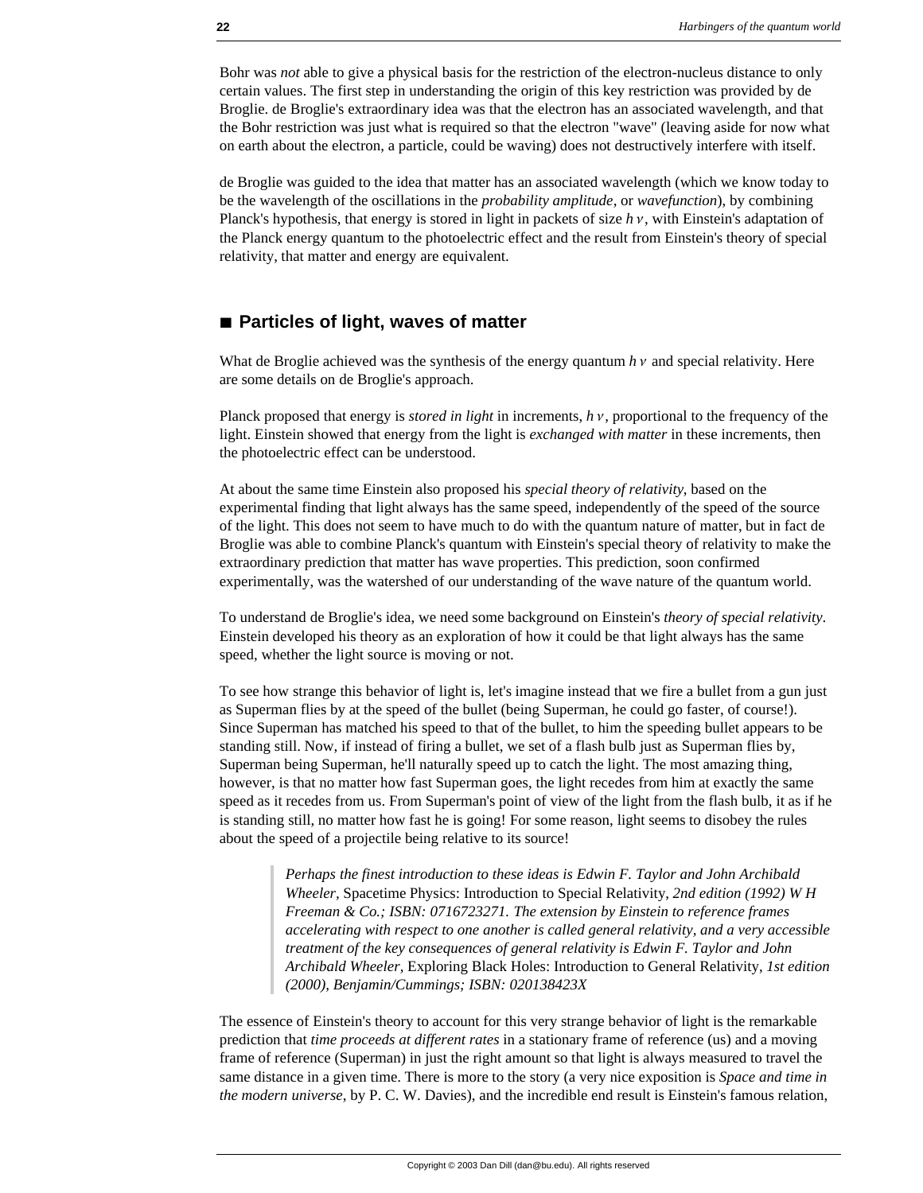Bohr was *not* able to give a physical basis for the restriction of the electron-nucleus distance to only certain values. The first step in understanding the origin of this key restriction was provided by de Broglie. de Broglie's extraordinary idea was that the electron has an associated wavelength, and that the Bohr restriction was just what is required so that the electron "wave" (leaving aside for now what on earth about the electron, a particle, could be waving) does not destructively interfere with itself.

de Broglie was guided to the idea that matter has an associated wavelength (which we know today to be the wavelength of the oscillations in the *probability amplitude*, or *wavefunction*), by combining Planck's hypothesis, that energy is stored in light in packets of size $h\nu$, with Einstein's adaptation of the Planck energy quantum to the photoelectric effect and the result from Einstein's theory of special relativity, that matter and energy are equivalent.

## ■ Particles of light, waves of matter

What de Broglie achieved was the synthesis of the energy quantum $h\nu$ and special relativity. Here are some details on de Broglie's approach.

Planck proposed that energy is *stored in light* in increments, $h\nu$, proportional to the frequency of the light. Einstein showed that energy from the light is *exchanged with matter* in these increments, then the photoelectric effect can be understood.

At about the same time Einstein also proposed his *special theory of relativity*, based on the experimental finding that light always has the same speed, independently of the speed of the source of the light. This does not seem to have much to do with the quantum nature of matter, but in fact de Broglie was able to combine Planck's quantum with Einstein's special theory of relativity to make the extraordinary prediction that matter has wave properties. This prediction, soon confirmed experimentally, was the watershed of our understanding of the wave nature of the quantum world.

To understand de Broglie's idea, we need some background on Einstein's *theory of special relativity*. Einstein developed his theory as an exploration of how it could be that light always has the same speed, whether the light source is moving or not.

To see how strange this behavior of light is, let's imagine instead that we fire a bullet from a gun just as Superman flies by at the speed of the bullet (being Superman, he could go faster, of course!). Since Superman has matched his speed to that of the bullet, to him the speeding bullet appears to be standing still. Now, if instead of firing a bullet, we set of a flash bulb just as Superman flies by, Superman being Superman, he'll naturally speed up to catch the light. The most amazing thing, however, is that no matter how fast Superman goes, the light recedes from him at exactly the same speed as it recedes from us. From Superman's point of view of the light from the flash bulb, it as if he is standing still, no matter how fast he is going! For some reason, light seems to disobey the rules about the speed of a projectile being relative to its source!

> *Perhaps the finest introduction to these ideas is Edwin F. Taylor and John Archibald Wheeler,* Spacetime Physics: Introduction to Special Relativity, *2nd edition (1992) W H Freeman & Co.; ISBN: 0716723271. The extension by Einstein to reference frames accelerating with respect to one another is called general relativity, and a very accessible treatment of the key consequences of general relativity is Edwin F. Taylor and John Archibald Wheeler,* Exploring Black Holes: Introduction to General Relativity, *1st edition (2000), Benjamin/Cummings; ISBN: 020138423X*

The essence of Einstein's theory to account for this very strange behavior of light is the remarkable prediction that *time proceeds at different rates* in a stationary frame of reference (us) and a moving frame of reference (Superman) in just the right amount so that light is always measured to travel the same distance in a given time. There is more to the story (a very nice exposition is *Space and time in the modern universe*, by P. C. W. Davies), and the incredible end result is Einstein's famous relation,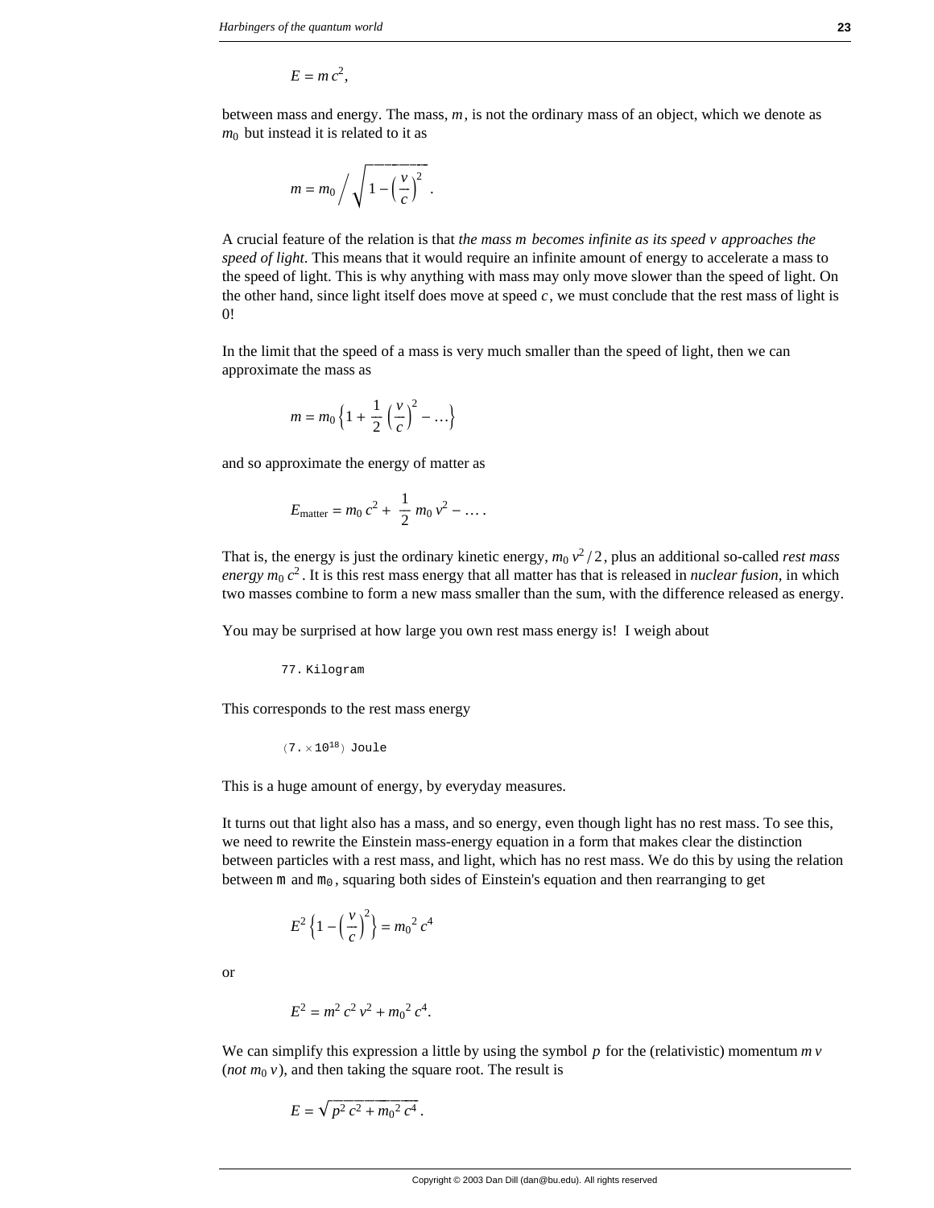$$E = m\,c^2,$$

between mass and energy. The mass, $m$, is not the ordinary mass of an object, which we denote as $m_0$ but instead it is related to it as

$$m = m_0 \bigg/ \sqrt{1 - \left(\frac{v}{c}\right)^2}\,.$$

A crucial feature of the relation is that *the mass $m$ becomes infinite as its speed $v$ approaches the speed of light*. This means that it would require an infinite amount of energy to accelerate a mass to the speed of light. This is why anything with mass may only move slower than the speed of light. On the other hand, since light itself does move at speed $c$, we must conclude that the rest mass of light is 0!

In the limit that the speed of a mass is very much smaller than the speed of light, then we can approximate the mass as

$$m = m_0 \left\{1 + \frac{1}{2}\left(\frac{v}{c}\right)^2 - \ldots\right\}$$

and so approximate the energy of matter as

$$E_{\text{matter}} = m_0\,c^2 + \frac{1}{2}\,m_0\,v^2 - \ldots\,.$$

That is, the energy is just the ordinary kinetic energy, $m_0\,v^2/2$, plus an additional so-called *rest mass energy* $m_0\,c^2$. It is this rest mass energy that all matter has that is released in *nuclear fusion*, in which two masses combine to form a new mass smaller than the sum, with the difference released as energy.

You may be surprised at how large you own rest mass energy is! I weigh about

```
77. Kilogram
```

This corresponds to the rest mass energy

$$(7. \times 10^{18})\ \text{Joule}$$

This is a huge amount of energy, by everyday measures.

It turns out that light also has a mass, and so energy, even though light has no rest mass. To see this, we need to rewrite the Einstein mass-energy equation in a form that makes clear the distinction between particles with a rest mass, and light, which has no rest mass. We do this by using the relation between $m$ and $m_0$, squaring both sides of Einstein's equation and then rearranging to get

$$E^2\left\{1 - \left(\frac{v}{c}\right)^2\right\} = m_0{}^2\,c^4$$

or

$$E^2 = m^2\,c^2\,v^2 + m_0{}^2\,c^4.$$

We can simplify this expression a little by using the symbol $p$ for the (relativistic) momentum $m\,v$ (*not* $m_0\,v$), and then taking the square root. The result is

$$E = \sqrt{p^2\,c^2 + m_0{}^2\,c^4}\,.$$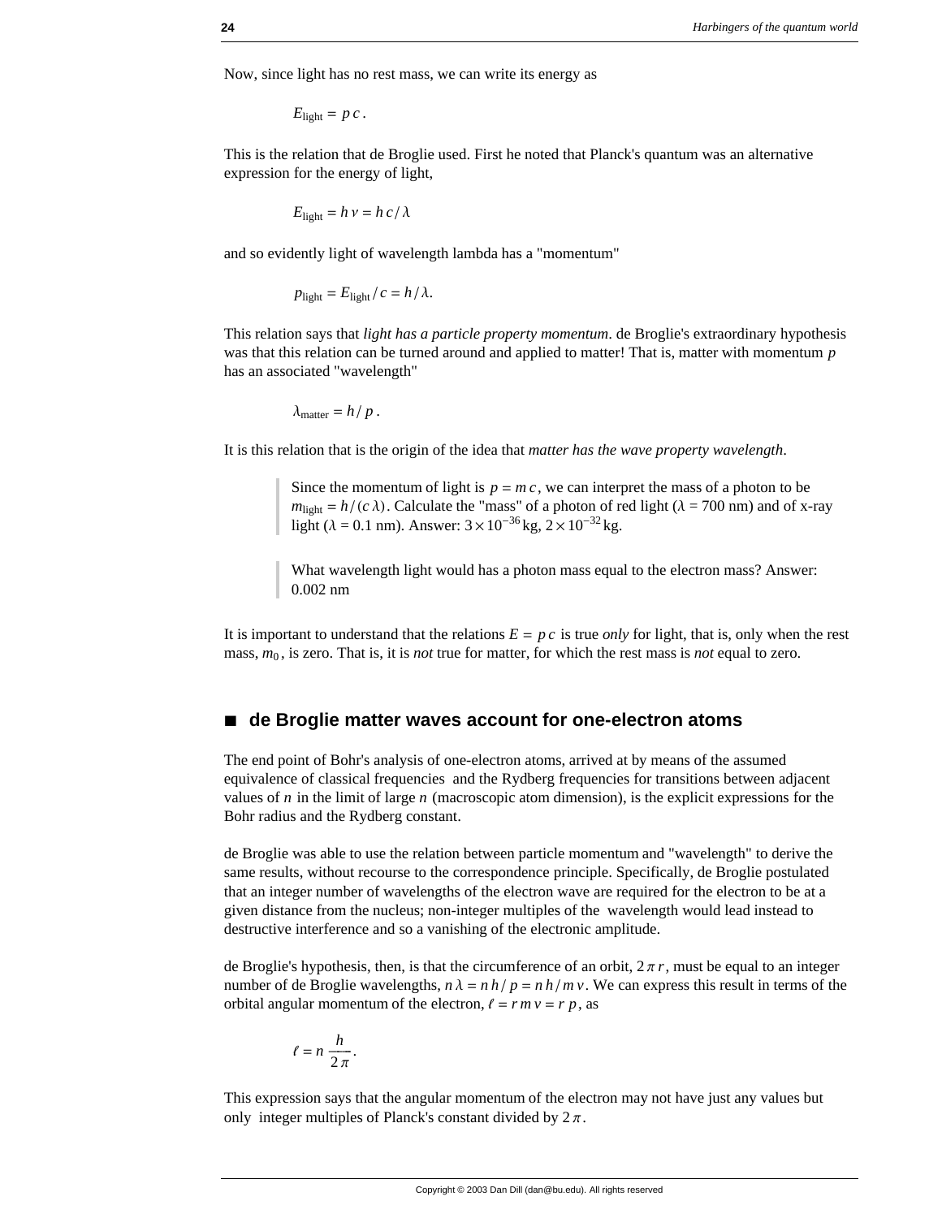Now, since light has no rest mass, we can write its energy as

$$E_{\text{light}} = p\,c\,.$$

This is the relation that de Broglie used. First he noted that Planck's quantum was an alternative expression for the energy of light,

$$E_{\text{light}} = h\,\nu = h\,c\,/\,\lambda$$

and so evidently light of wavelength lambda has a "momentum"

$$p_{\text{light}} = E_{\text{light}}\,/\,c = h\,/\,\lambda.$$

This relation says that *light has a particle property momentum*. de Broglie's extraordinary hypothesis was that this relation can be turned around and applied to matter! That is, matter with momentum $p$ has an associated "wavelength"

$$\lambda_{\text{matter}} = h\,/\,p\,.$$

It is this relation that is the origin of the idea that *matter has the wave property wavelength*.

> Since the momentum of light is $p = m\,c$, we can interpret the mass of a photon to be $m_{\text{light}} = h\,/\,(c\,\lambda)$. Calculate the "mass" of a photon of red light ($\lambda$ = 700 nm) and of x-ray light ($\lambda$ = 0.1 nm). Answer: $3\times10^{-36}$ kg, $2\times10^{-32}$ kg.

> What wavelength light would has a photon mass equal to the electron mass? Answer: 0.002 nm

It is important to understand that the relations $E = p\,c$ is true *only* for light, that is, only when the rest mass, $m_0$, is zero. That is, it is *not* true for matter, for which the rest mass is *not* equal to zero.

## ■ de Broglie matter waves account for one-electron atoms

The end point of Bohr's analysis of one-electron atoms, arrived at by means of the assumed equivalence of classical frequencies and the Rydberg frequencies for transitions between adjacent values of $n$ in the limit of large $n$ (macroscopic atom dimension), is the explicit expressions for the Bohr radius and the Rydberg constant.

de Broglie was able to use the relation between particle momentum and "wavelength" to derive the same results, without recourse to the correspondence principle. Specifically, de Broglie postulated that an integer number of wavelengths of the electron wave are required for the electron to be at a given distance from the nucleus; non-integer multiples of the wavelength would lead instead to destructive interference and so a vanishing of the electronic amplitude.

de Broglie's hypothesis, then, is that the circumference of an orbit, $2\,\pi\,r$, must be equal to an integer number of de Broglie wavelengths, $n\,\lambda = n\,h\,/\,p = n\,h\,/\,m\,v$. We can express this result in terms of the orbital angular momentum of the electron, $\ell = r\,m\,v = r\,p$, as

$$\ell = n\,\frac{h}{2\,\pi}\,.$$

This expression says that the angular momentum of the electron may not have just any values but only integer multiples of Planck's constant divided by $2\,\pi$.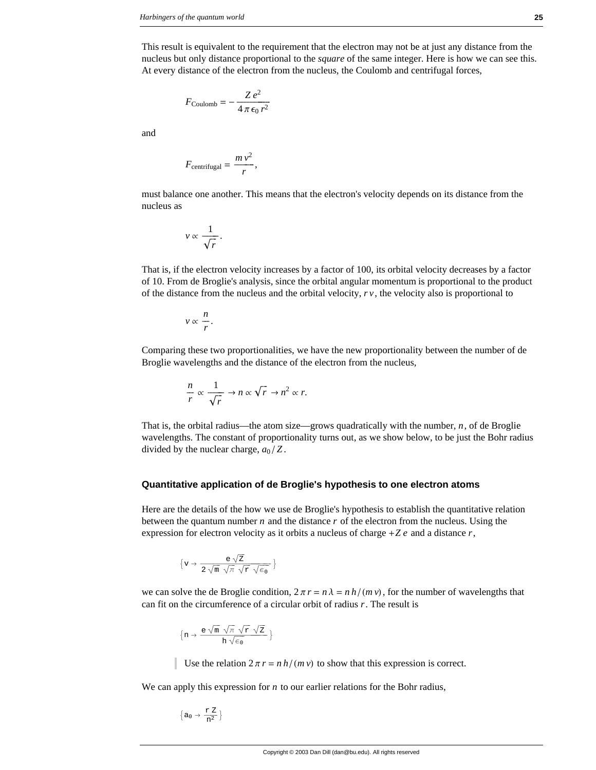This result is equivalent to the requirement that the electron may not be at just any distance from the nucleus but only distance proportional to the *square* of the same integer. Here is how we can see this. At every distance of the electron from the nucleus, the Coulomb and centrifugal forces,

$$F_{\text{Coulomb}} = -\frac{Z\,e^2}{4\,\pi\,\epsilon_0\,r^2}$$

and

$$F_{\text{centrifugal}} = \frac{m\,v^2}{r},$$

must balance one another. This means that the electron's velocity depends on its distance from the nucleus as

$$v \propto \frac{1}{\sqrt{r}}.$$

That is, if the electron velocity increases by a factor of 100, its orbital velocity decreases by a factor of 10. From de Broglie's analysis, since the orbital angular momentum is proportional to the product of the distance from the nucleus and the orbital velocity, $r\,v$, the velocity also is proportional to

$$v \propto \frac{n}{r}.$$

Comparing these two proportionalities, we have the new proportionality between the number of de Broglie wavelengths and the distance of the electron from the nucleus,

$$\frac{n}{r} \propto \frac{1}{\sqrt{r}} \rightarrow n \propto \sqrt{r} \rightarrow n^2 \propto r.$$

That is, the orbital radius—the atom size—grows quadratically with the number, $n$, of de Broglie wavelengths. The constant of proportionality turns out, as we show below, to be just the Bohr radius divided by the nuclear charge, $a_0/Z$.

### Quantitative application of de Broglie's hypothesis to one electron atoms

Here are the details of the how we use de Broglie's hypothesis to establish the quantitative relation between the quantum number $n$ and the distance $r$ of the electron from the nucleus. Using the expression for electron velocity as it orbits a nucleus of charge $+Z\,e$ and a distance $r$,

$$\left\{ v \rightarrow \frac{e\sqrt{Z}}{2\sqrt{m}\,\sqrt{\pi}\,\sqrt{r}\,\sqrt{\epsilon_0}} \right\}$$

we can solve the de Broglie condition, $2\,\pi\,r = n\,\lambda = n\,h/(m\,v)$, for the number of wavelengths that can fit on the circumference of a circular orbit of radius $r$. The result is

$$\left\{ n \rightarrow \frac{e\sqrt{m}\,\sqrt{\pi}\,\sqrt{r}\,\sqrt{Z}}{h\sqrt{\epsilon_0}} \right\}$$

> Use the relation $2\,\pi\,r = n\,h/(m\,v)$ to show that this expression is correct.

We can apply this expression for $n$ to our earlier relations for the Bohr radius,

$$\left\{ a_0 \rightarrow \frac{r\,Z}{n^2} \right\}$$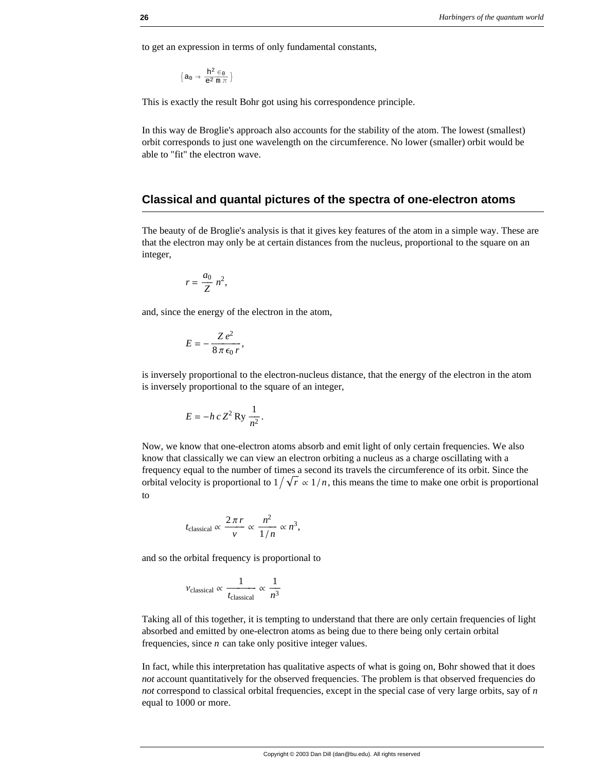to get an expression in terms of only fundamental constants,

$$\left\{a_0 \to \frac{h^2 \epsilon_0}{e^2 m \pi}\right\}$$

This is exactly the result Bohr got using his correspondence principle.

In this way de Broglie's approach also accounts for the stability of the atom. The lowest (smallest) orbit corresponds to just one wavelength on the circumference. No lower (smaller) orbit would be able to "fit" the electron wave.

## Classical and quantal pictures of the spectra of one-electron atoms

The beauty of de Broglie's analysis is that it gives key features of the atom in a simple way. These are that the electron may only be at certain distances from the nucleus, proportional to the square on an integer,

$$r = \frac{a_0}{Z} n^2,$$

and, since the energy of the electron in the atom,

$$E = -\frac{Z e^2}{8 \pi \epsilon_0 r},$$

is inversely proportional to the electron-nucleus distance, that the energy of the electron in the atom is inversely proportional to the square of an integer,

$$E = -h c Z^2 \text{ Ry} \frac{1}{n^2}.$$

Now, we know that one-electron atoms absorb and emit light of only certain frequencies. We also know that classically we can view an electron orbiting a nucleus as a charge oscillating with a frequency equal to the number of times a second its travels the circumference of its orbit. Since the orbital velocity is proportional to $1/\sqrt{r} \propto 1/n$, this means the time to make one orbit is proportional to

$$t_{\text{classical}} \propto \frac{2 \pi r}{v} \propto \frac{n^2}{1/n} \propto n^3,$$

and so the orbital frequency is proportional to

$$\nu_{\text{classical}} \propto \frac{1}{t_{\text{classical}}} \propto \frac{1}{n^3}$$

Taking all of this together, it is tempting to understand that there are only certain frequencies of light absorbed and emitted by one-electron atoms as being due to there being only certain orbital frequencies, since $n$ can take only positive integer values.

In fact, while this interpretation has qualitative aspects of what is going on, Bohr showed that it does *not* account quantitatively for the observed frequencies. The problem is that observed frequencies do *not* correspond to classical orbital frequencies, except in the special case of very large orbits, say of $n$ equal to 1000 or more.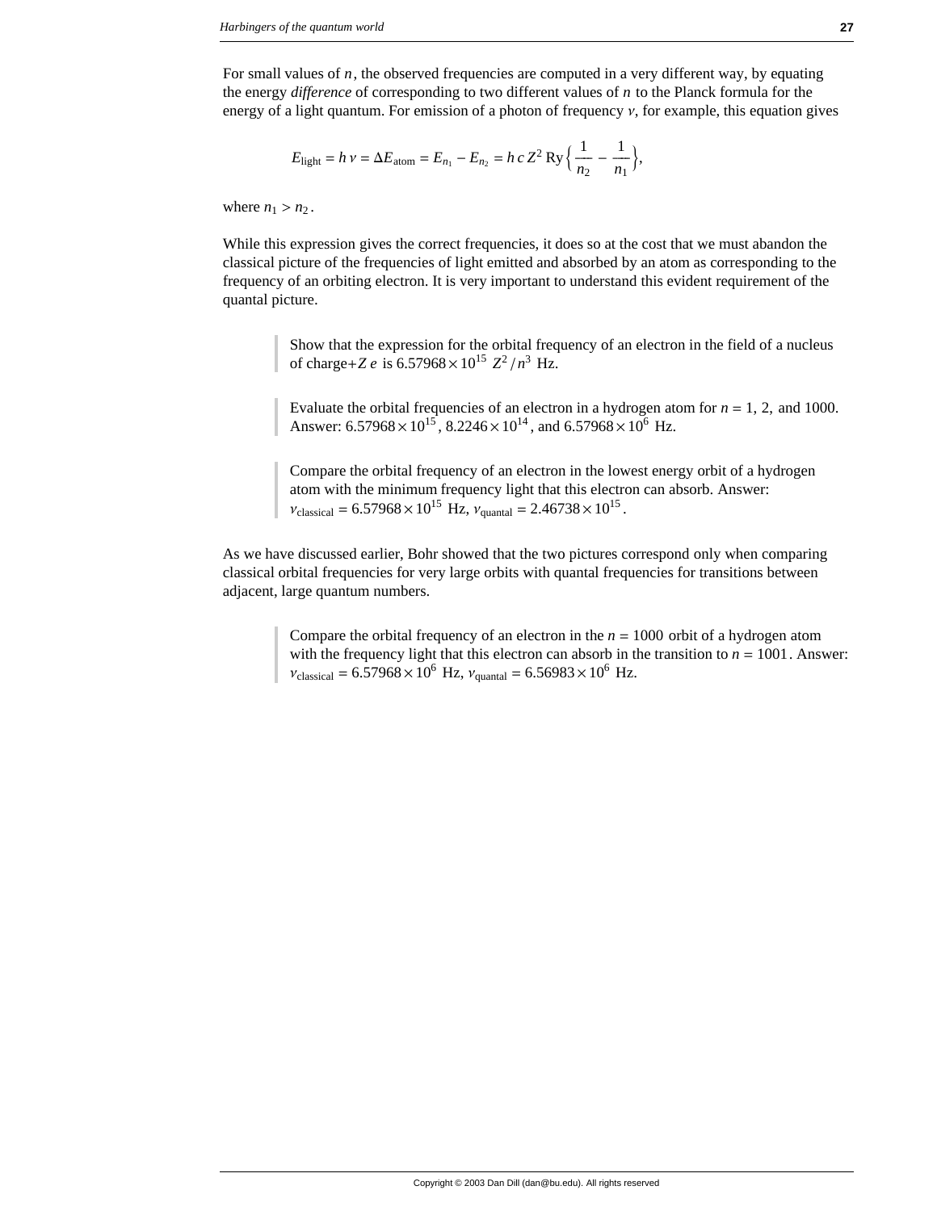For small values of $n$, the observed frequencies are computed in a very different way, by equating the energy *difference* of corresponding to two different values of $n$ to the Planck formula for the energy of a light quantum. For emission of a photon of frequency $\nu$, for example, this equation gives

$$E_{\text{light}} = h\,\nu = \Delta E_{\text{atom}} = E_{n_1} - E_{n_2} = h\,c\,Z^2\,\text{Ry}\left\{\frac{1}{n_2} - \frac{1}{n_1}\right\},$$

where $n_1 > n_2$.

While this expression gives the correct frequencies, it does so at the cost that we must abandon the classical picture of the frequencies of light emitted and absorbed by an atom as corresponding to the frequency of an orbiting electron. It is very important to understand this evident requirement of the quantal picture.

> Show that the expression for the orbital frequency of an electron in the field of a nucleus of charge $+Z\,e$ is $6.57968 \times 10^{15}\ Z^2 / n^3$ Hz.

> Evaluate the orbital frequencies of an electron in a hydrogen atom for $n = 1,\ 2,$ and 1000. Answer: $6.57968 \times 10^{15}$, $8.2246 \times 10^{14}$, and $6.57968 \times 10^{6}$ Hz.

> Compare the orbital frequency of an electron in the lowest energy orbit of a hydrogen atom with the minimum frequency light that this electron can absorb. Answer: $\nu_{\text{classical}} = 6.57968 \times 10^{15}$ Hz, $\nu_{\text{quantal}} = 2.46738 \times 10^{15}$.

As we have discussed earlier, Bohr showed that the two pictures correspond only when comparing classical orbital frequencies for very large orbits with quantal frequencies for transitions between adjacent, large quantum numbers.

> Compare the orbital frequency of an electron in the $n = 1000$ orbit of a hydrogen atom with the frequency light that this electron can absorb in the transition to $n = 1001$. Answer: $\nu_{\text{classical}} = 6.57968 \times 10^{6}$ Hz, $\nu_{\text{quantal}} = 6.56983 \times 10^{6}$ Hz.